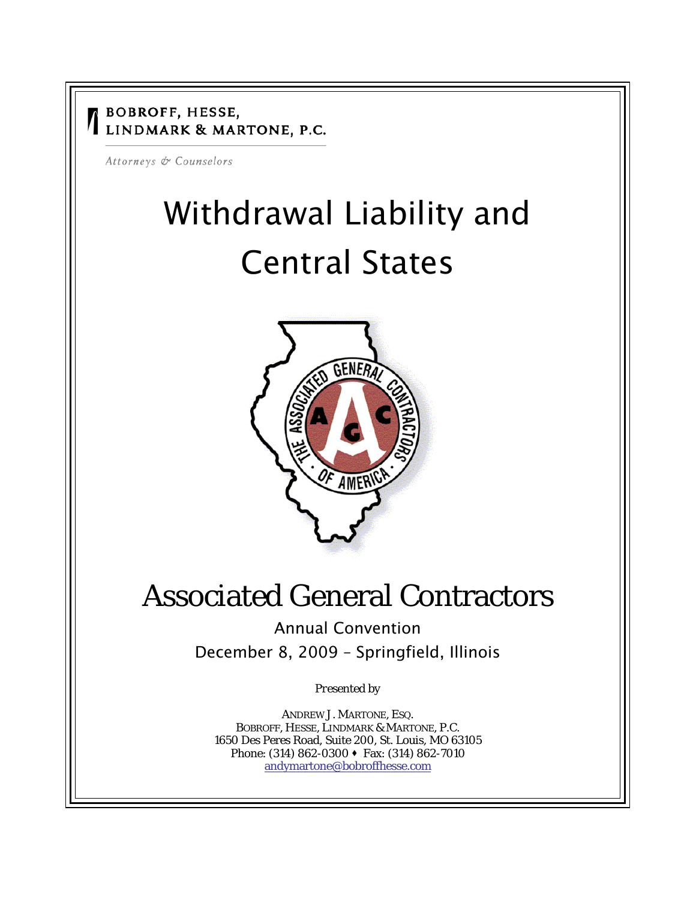BOBROFF, HESSE, LINDMARK & MARTONE, P.C.

*Attorneys & Counselors*

# Withdrawal Liability and Central States

# Associated General Contractors

Annual Convention

December 8, 2009 – Springfield, Illinois

*Presented by*

ANDREW J. MARTONE, ESQ.
BOBROFF, HESSE, LINDMARK & MARTONE, P.C.
1650 Des Peres Road, Suite 200, St. Louis, MO 63105
Phone: (314) 862-0300 ♦ Fax: (314) 862-7010
andymartone@bobroffhesse.com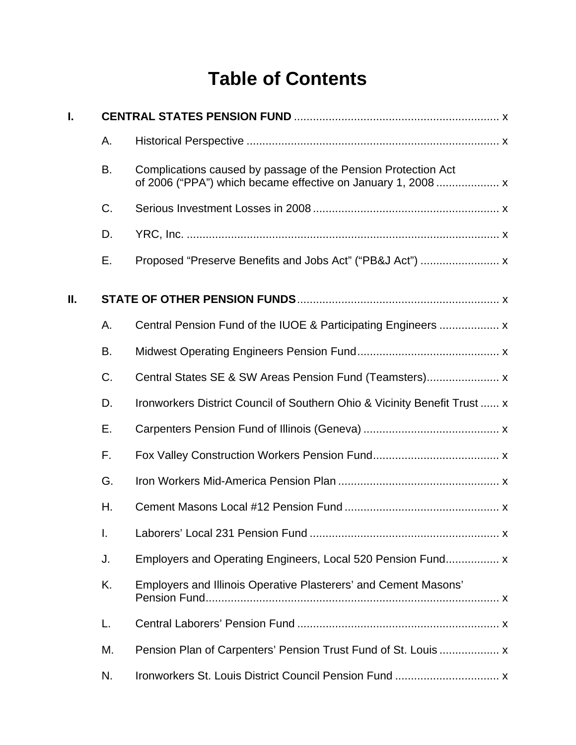# Table of Contents

**I. CENTRAL STATES PENSION FUND** ........ x

- A. Historical Perspective ........ x
- B. Complications caused by passage of the Pension Protection Act of 2006 ("PPA") which became effective on January 1, 2008 ........ x
- C. Serious Investment Losses in 2008 ........ x
- D. YRC, Inc. ........ x
- E. Proposed "Preserve Benefits and Jobs Act" ("PB&J Act") ........ x

**II. STATE OF OTHER PENSION FUNDS** ........ x

- A. Central Pension Fund of the IUOE & Participating Engineers ........ x
- B. Midwest Operating Engineers Pension Fund ........ x
- C. Central States SE & SW Areas Pension Fund (Teamsters) ........ x
- D. Ironworkers District Council of Southern Ohio & Vicinity Benefit Trust ........ x
- E. Carpenters Pension Fund of Illinois (Geneva) ........ x
- F. Fox Valley Construction Workers Pension Fund ........ x
- G. Iron Workers Mid-America Pension Plan ........ x
- H. Cement Masons Local #12 Pension Fund ........ x
- I. Laborers' Local 231 Pension Fund ........ x
- J. Employers and Operating Engineers, Local 520 Pension Fund ........ x
- K. Employers and Illinois Operative Plasterers' and Cement Masons' Pension Fund ........ x
- L. Central Laborers' Pension Fund ........ x
- M. Pension Plan of Carpenters' Pension Trust Fund of St. Louis ........ x
- N. Ironworkers St. Louis District Council Pension Fund ........ x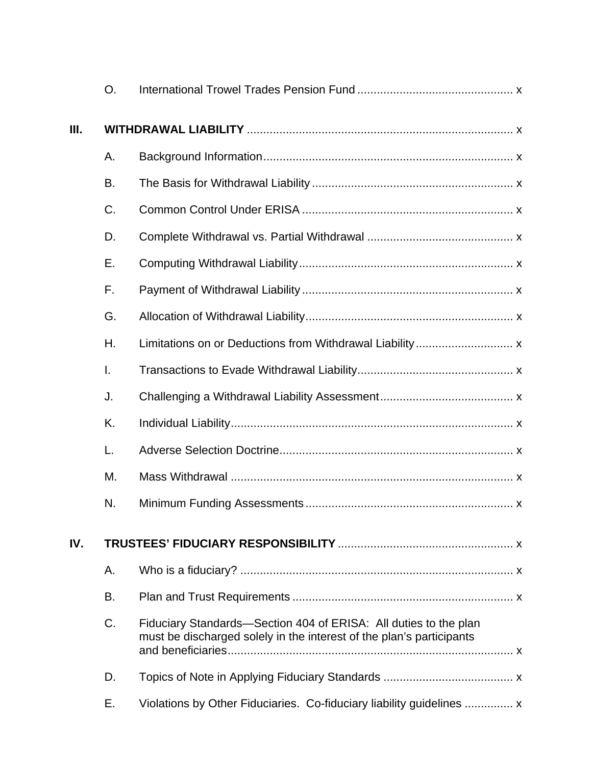O. International Trowel Trades Pension Fund ................................................ x

**III. WITHDRAWAL LIABILITY** ................................................................................. x

A. Background Information ............................................................................. x

B. The Basis for Withdrawal Liability ............................................................. x

C. Common Control Under ERISA ................................................................ x

D. Complete Withdrawal vs. Partial Withdrawal ............................................. x

E. Computing Withdrawal Liability ................................................................. x

F. Payment of Withdrawal Liability ................................................................. x

G. Allocation of Withdrawal Liability ................................................................ x

H. Limitations on or Deductions from Withdrawal Liability .............................. x

I. Transactions to Evade Withdrawal Liability ................................................ x

J. Challenging a Withdrawal Liability Assessment ......................................... x

K. Individual Liability ....................................................................................... x

L. Adverse Selection Doctrine ........................................................................ x

M. Mass Withdrawal ....................................................................................... x

N. Minimum Funding Assessments ................................................................ x

**IV. TRUSTEES' FIDUCIARY RESPONSIBILITY** ..................................................... x

A. Who is a fiduciary? .................................................................................... x

B. Plan and Trust Requirements .................................................................... x

C. Fiduciary Standards—Section 404 of ERISA: All duties to the plan must be discharged solely in the interest of the plan's participants and beneficiaries ........................................................................................ x

D. Topics of Note in Applying Fiduciary Standards ........................................ x

E. Violations by Other Fiduciaries. Co-fiduciary liability guidelines ............... x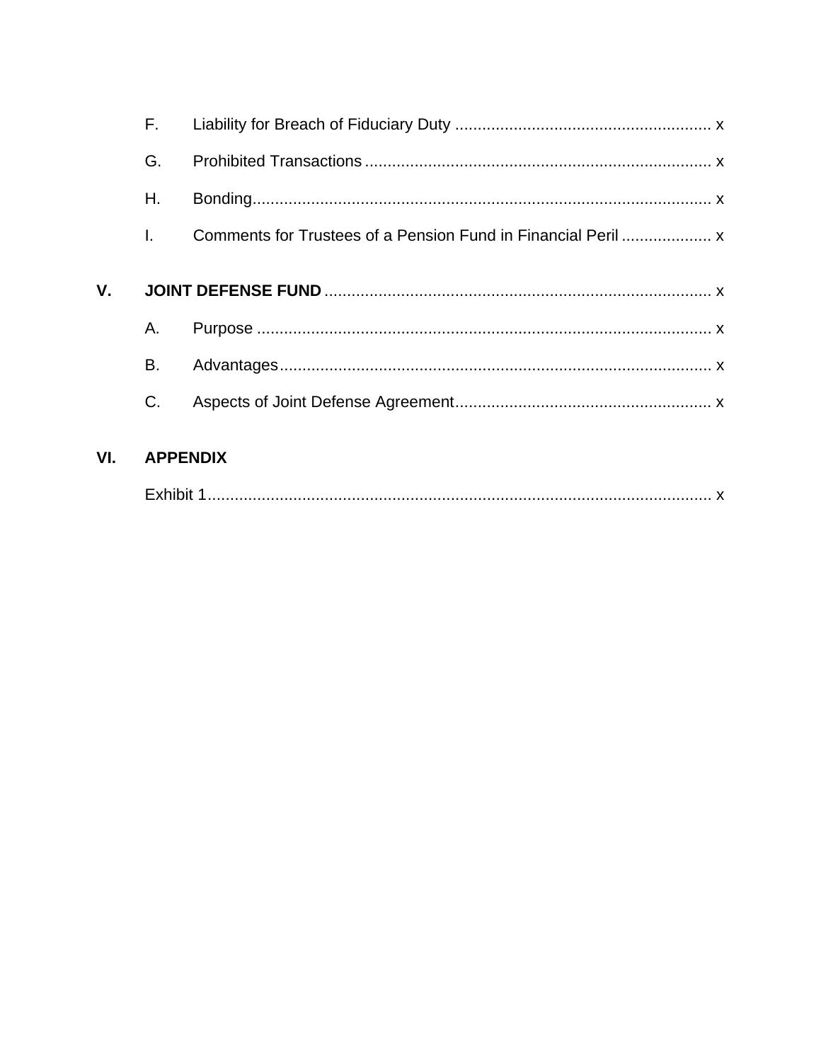F. Liability for Breach of Fiduciary Duty ........................................................ x

G. Prohibited Transactions ............................................................................ x

H. Bonding..................................................................................................... x

I. Comments for Trustees of a Pension Fund in Financial Peril .................... x

**V. JOINT DEFENSE FUND** ..................................................................................... x

A. Purpose .................................................................................................... x

B. Advantages............................................................................................... x

C. Aspects of Joint Defense Agreement........................................................ x

**VI. APPENDIX**

Exhibit 1.............................................................................................................. x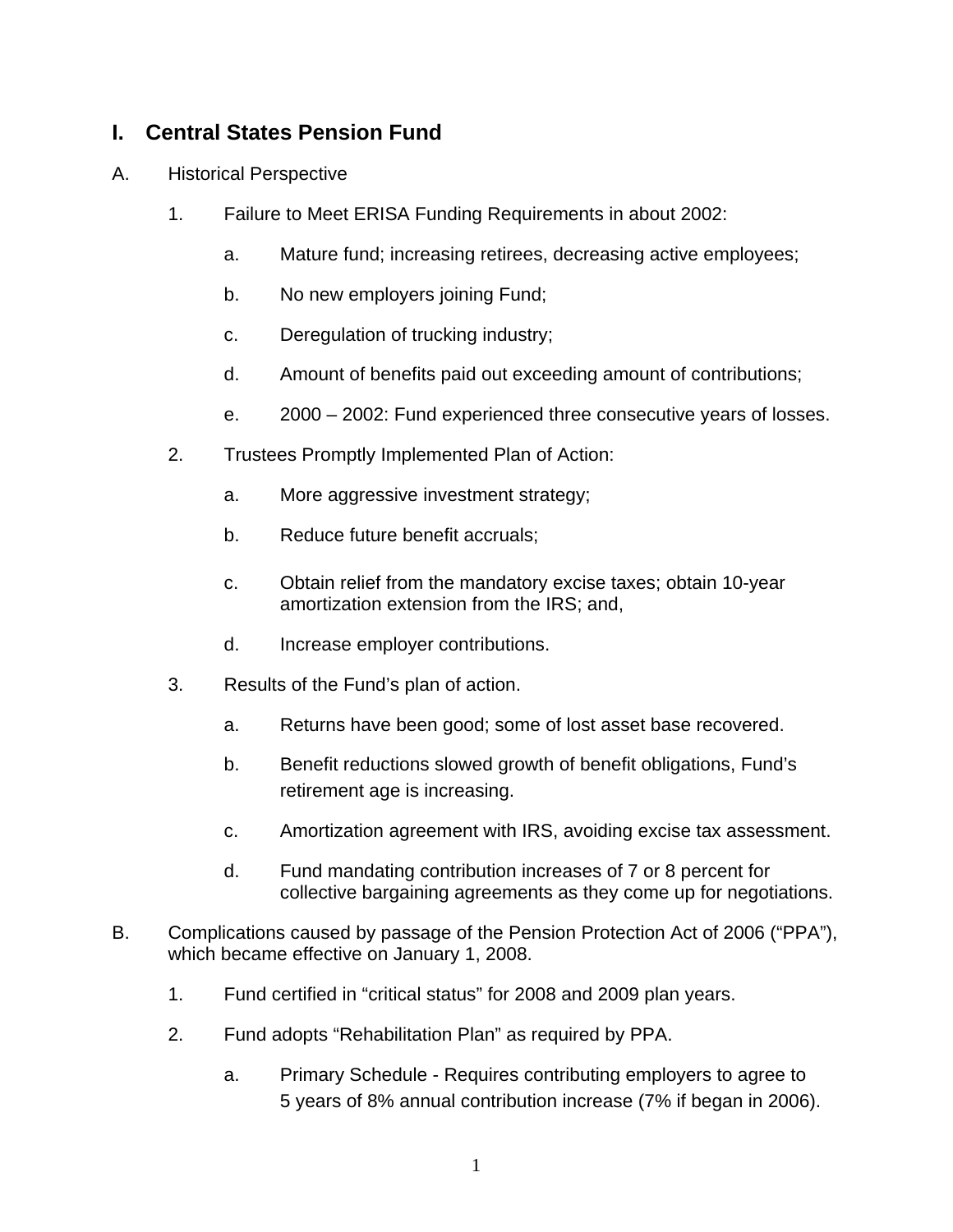# I. Central States Pension Fund

A. Historical Perspective

1. Failure to Meet ERISA Funding Requirements in about 2002:

   a. Mature fund; increasing retirees, decreasing active employees;

   b. No new employers joining Fund;

   c. Deregulation of trucking industry;

   d. Amount of benefits paid out exceeding amount of contributions;

   e. 2000 – 2002: Fund experienced three consecutive years of losses.

2. Trustees Promptly Implemented Plan of Action:

   a. More aggressive investment strategy;

   b. Reduce future benefit accruals;

   c. Obtain relief from the mandatory excise taxes; obtain 10-year amortization extension from the IRS; and,

   d. Increase employer contributions.

3. Results of the Fund's plan of action.

   a. Returns have been good; some of lost asset base recovered.

   b. Benefit reductions slowed growth of benefit obligations, Fund's retirement age is increasing.

   c. Amortization agreement with IRS, avoiding excise tax assessment.

   d. Fund mandating contribution increases of 7 or 8 percent for collective bargaining agreements as they come up for negotiations.

B. Complications caused by passage of the Pension Protection Act of 2006 ("PPA"), which became effective on January 1, 2008.

1. Fund certified in "critical status" for 2008 and 2009 plan years.

2. Fund adopts "Rehabilitation Plan" as required by PPA.

   a. Primary Schedule - Requires contributing employers to agree to 5 years of 8% annual contribution increase (7% if began in 2006).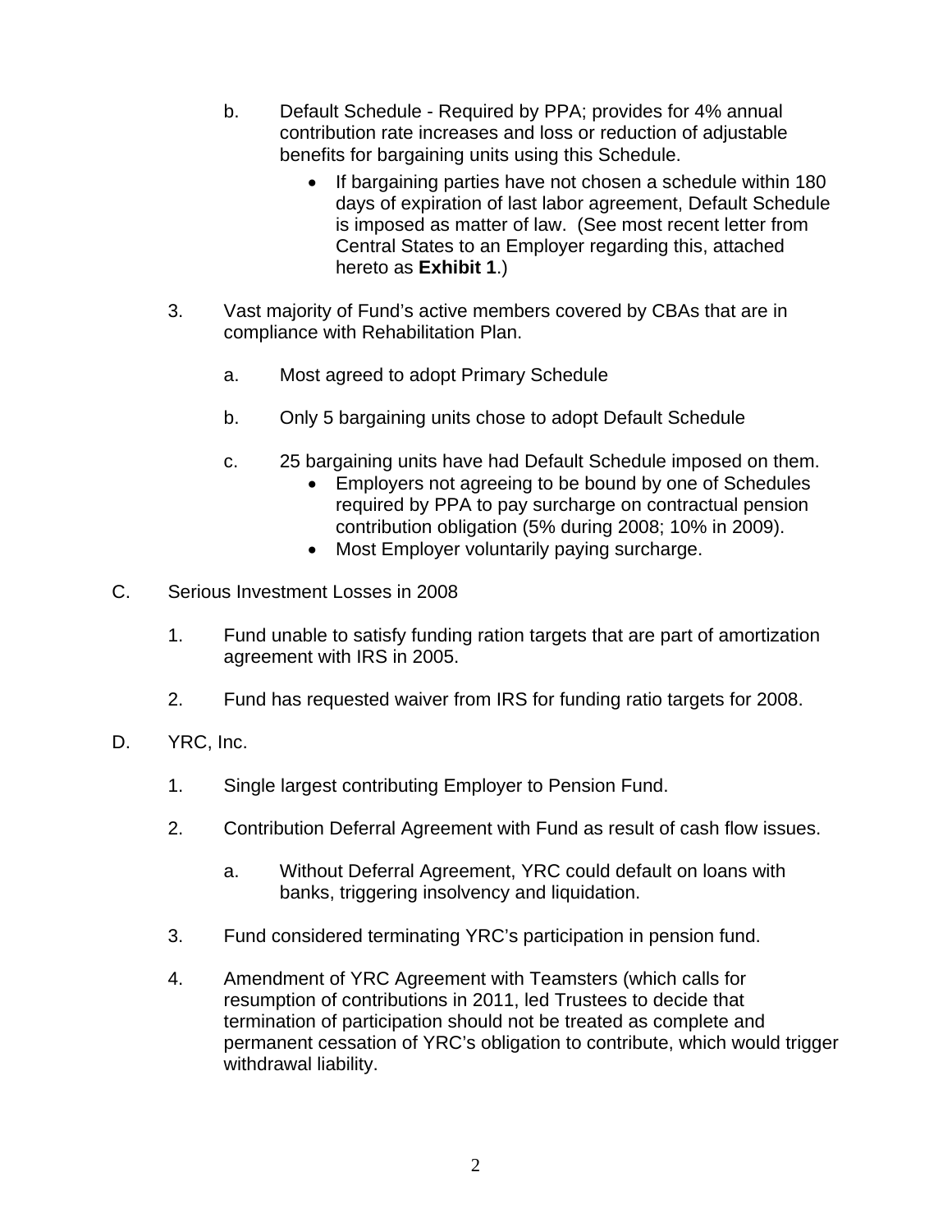b. Default Schedule - Required by PPA; provides for 4% annual contribution rate increases and loss or reduction of adjustable benefits for bargaining units using this Schedule.

   - If bargaining parties have not chosen a schedule within 180 days of expiration of last labor agreement, Default Schedule is imposed as matter of law. (See most recent letter from Central States to an Employer regarding this, attached hereto as **Exhibit 1**.)

3. Vast majority of Fund's active members covered by CBAs that are in compliance with Rehabilitation Plan.

   a. Most agreed to adopt Primary Schedule

   b. Only 5 bargaining units chose to adopt Default Schedule

   c. 25 bargaining units have had Default Schedule imposed on them.
      - Employers not agreeing to be bound by one of Schedules required by PPA to pay surcharge on contractual pension contribution obligation (5% during 2008; 10% in 2009).
      - Most Employer voluntarily paying surcharge.

C. Serious Investment Losses in 2008

   1. Fund unable to satisfy funding ration targets that are part of amortization agreement with IRS in 2005.

   2. Fund has requested waiver from IRS for funding ratio targets for 2008.

D. YRC, Inc.

   1. Single largest contributing Employer to Pension Fund.

   2. Contribution Deferral Agreement with Fund as result of cash flow issues.

      a. Without Deferral Agreement, YRC could default on loans with banks, triggering insolvency and liquidation.

   3. Fund considered terminating YRC's participation in pension fund.

   4. Amendment of YRC Agreement with Teamsters (which calls for resumption of contributions in 2011, led Trustees to decide that termination of participation should not be treated as complete and permanent cessation of YRC's obligation to contribute, which would trigger withdrawal liability.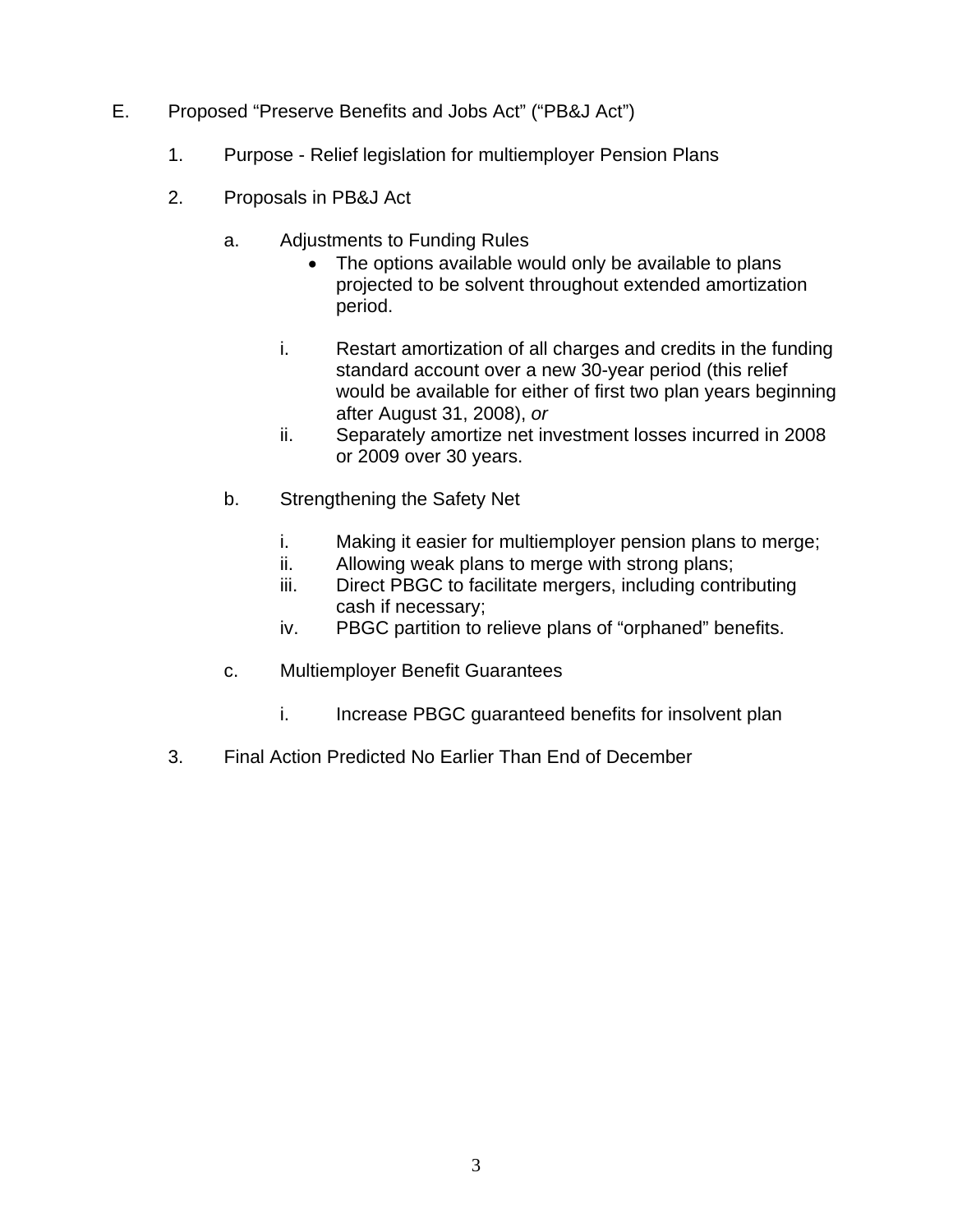E. Proposed "Preserve Benefits and Jobs Act" ("PB&J Act")

1. Purpose - Relief legislation for multiemployer Pension Plans

2. Proposals in PB&J Act

   a. Adjustments to Funding Rules

      - The options available would only be available to plans projected to be solvent throughout extended amortization period.

      i. Restart amortization of all charges and credits in the funding standard account over a new 30-year period (this relief would be available for either of first two plan years beginning after August 31, 2008), *or*

      ii. Separately amortize net investment losses incurred in 2008 or 2009 over 30 years.

   b. Strengthening the Safety Net

      i. Making it easier for multiemployer pension plans to merge;

      ii. Allowing weak plans to merge with strong plans;

      iii. Direct PBGC to facilitate mergers, including contributing cash if necessary;

      iv. PBGC partition to relieve plans of "orphaned" benefits.

   c. Multiemployer Benefit Guarantees

      i. Increase PBGC guaranteed benefits for insolvent plan

3. Final Action Predicted No Earlier Than End of December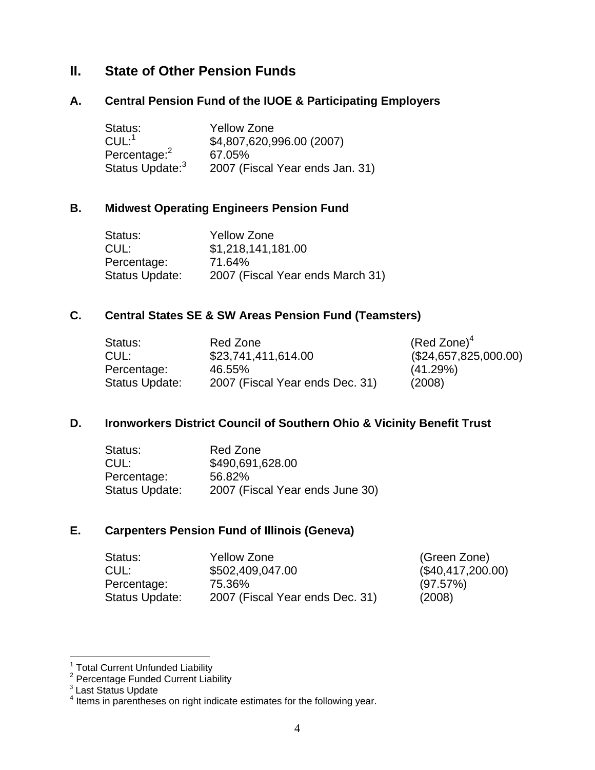## II. State of Other Pension Funds

### A. Central Pension Fund of the IUOE & Participating Employers

| | |
|---|---|
| Status: | Yellow Zone |
| CUL:[1] | $4,807,620,996.00 (2007) |
| Percentage:[2] | 67.05% |
| Status Update:[3] | 2007 (Fiscal Year ends Jan. 31) |

### B. Midwest Operating Engineers Pension Fund

| | |
|---|---|
| Status: | Yellow Zone |
| CUL: | $1,218,141,181.00 |
| Percentage: | 71.64% |
| Status Update: | 2007 (Fiscal Year ends March 31) |

### C. Central States SE & SW Areas Pension Fund (Teamsters)

| | | |
|---|---|---|
| Status: | Red Zone | (Red Zone)[4] |
| CUL: | $23,741,411,614.00 | ($24,657,825,000.00) |
| Percentage: | 46.55% | (41.29%) |
| Status Update: | 2007 (Fiscal Year ends Dec. 31) | (2008) |

### D. Ironworkers District Council of Southern Ohio & Vicinity Benefit Trust

| | |
|---|---|
| Status: | Red Zone |
| CUL: | $490,691,628.00 |
| Percentage: | 56.82% |
| Status Update: | 2007 (Fiscal Year ends June 30) |

### E. Carpenters Pension Fund of Illinois (Geneva)

| | | |
|---|---|---|
| Status: | Yellow Zone | (Green Zone) |
| CUL: | $502,409,047.00 | ($40,417,200.00) |
| Percentage: | 75.36% | (97.57%) |
| Status Update: | 2007 (Fiscal Year ends Dec. 31) | (2008) |

---

[1] Total Current Unfunded Liability

[2] Percentage Funded Current Liability

[3] Last Status Update

[4] Items in parentheses on right indicate estimates for the following year.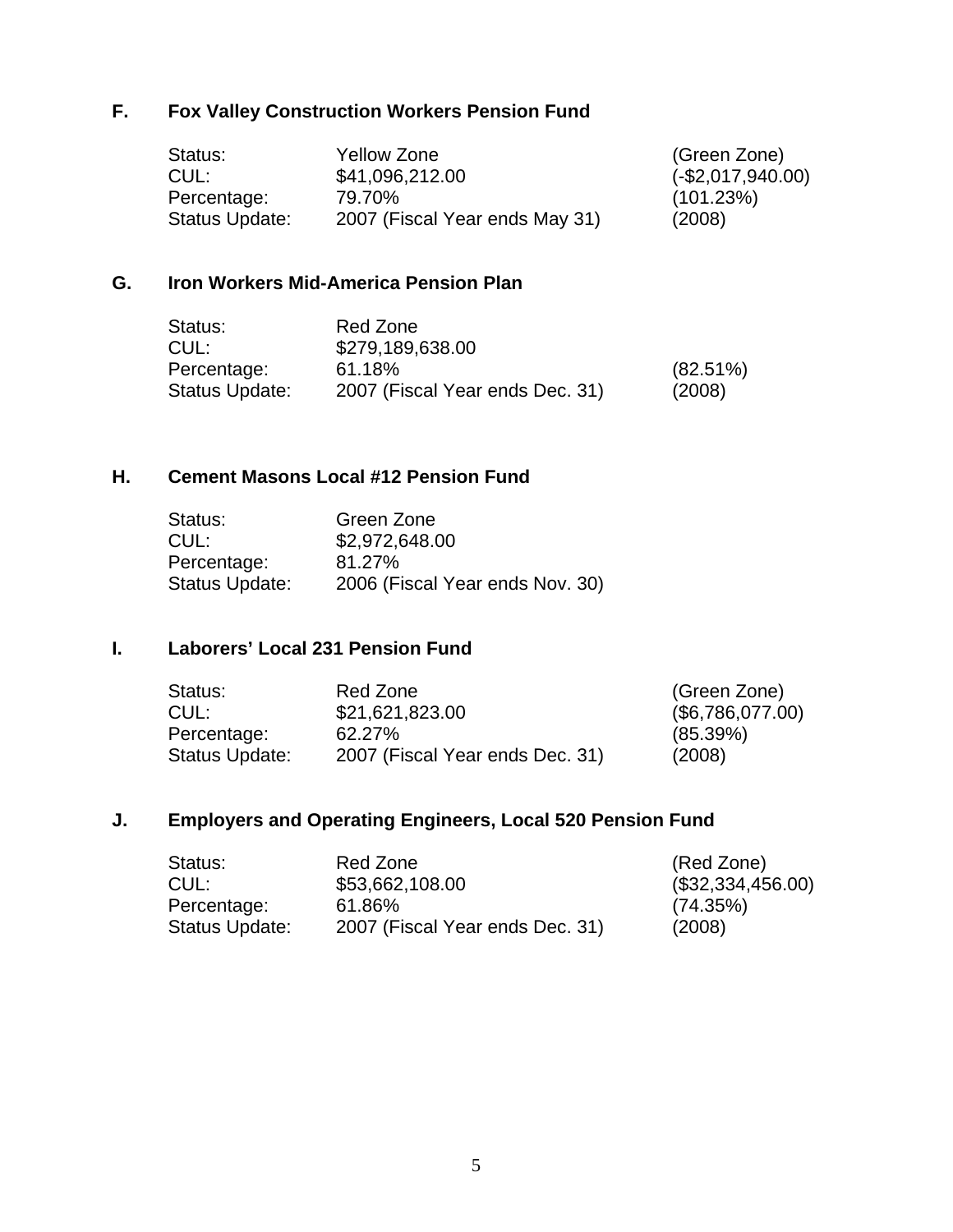### F. Fox Valley Construction Workers Pension Fund

| | | |
|---|---|---|
| Status: | Yellow Zone | (Green Zone) |
| CUL: | $41,096,212.00 | (-$2,017,940.00) |
| Percentage: | 79.70% | (101.23%) |
| Status Update: | 2007 (Fiscal Year ends May 31) | (2008) |

### G. Iron Workers Mid-America Pension Plan

| | | |
|---|---|---|
| Status: | Red Zone | |
| CUL: | $279,189,638.00 | |
| Percentage: | 61.18% | (82.51%) |
| Status Update: | 2007 (Fiscal Year ends Dec. 31) | (2008) |

### H. Cement Masons Local #12 Pension Fund

| | |
|---|---|
| Status: | Green Zone |
| CUL: | $2,972,648.00 |
| Percentage: | 81.27% |
| Status Update: | 2006 (Fiscal Year ends Nov. 30) |

### I. Laborers' Local 231 Pension Fund

| | | |
|---|---|---|
| Status: | Red Zone | (Green Zone) |
| CUL: | $21,621,823.00 | ($6,786,077.00) |
| Percentage: | 62.27% | (85.39%) |
| Status Update: | 2007 (Fiscal Year ends Dec. 31) | (2008) |

### J. Employers and Operating Engineers, Local 520 Pension Fund

| | | |
|---|---|---|
| Status: | Red Zone | (Red Zone) |
| CUL: | $53,662,108.00 | ($32,334,456.00) |
| Percentage: | 61.86% | (74.35%) |
| Status Update: | 2007 (Fiscal Year ends Dec. 31) | (2008) |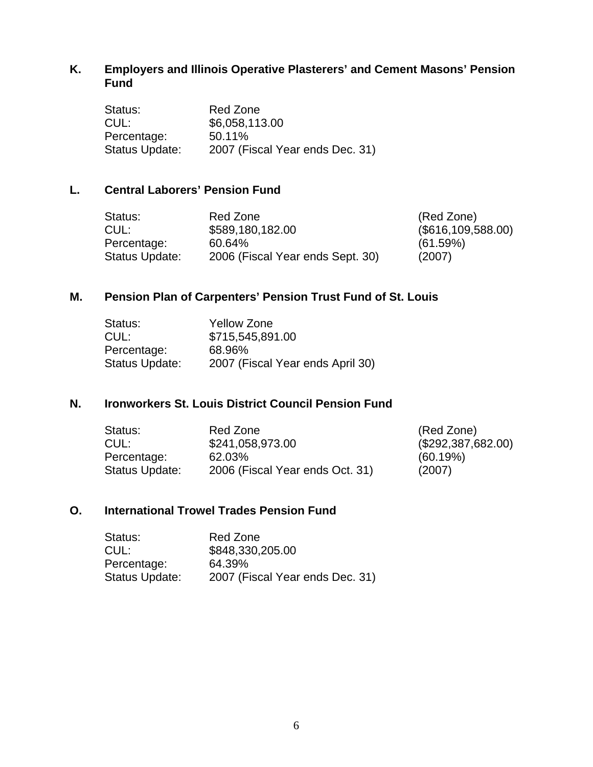### K. Employers and Illinois Operative Plasterers' and Cement Masons' Pension Fund

| | |
|---|---|
| Status: | Red Zone |
| CUL: | $6,058,113.00 |
| Percentage: | 50.11% |
| Status Update: | 2007 (Fiscal Year ends Dec. 31) |

### L. Central Laborers' Pension Fund

| | | |
|---|---|---|
| Status: | Red Zone | (Red Zone) |
| CUL: | $589,180,182.00 | ($616,109,588.00) |
| Percentage: | 60.64% | (61.59%) |
| Status Update: | 2006 (Fiscal Year ends Sept. 30) | (2007) |

### M. Pension Plan of Carpenters' Pension Trust Fund of St. Louis

| | |
|---|---|
| Status: | Yellow Zone |
| CUL: | $715,545,891.00 |
| Percentage: | 68.96% |
| Status Update: | 2007 (Fiscal Year ends April 30) |

### N. Ironworkers St. Louis District Council Pension Fund

| | | |
|---|---|---|
| Status: | Red Zone | (Red Zone) |
| CUL: | $241,058,973.00 | ($292,387,682.00) |
| Percentage: | 62.03% | (60.19%) |
| Status Update: | 2006 (Fiscal Year ends Oct. 31) | (2007) |

### O. International Trowel Trades Pension Fund

| | |
|---|---|
| Status: | Red Zone |
| CUL: | $848,330,205.00 |
| Percentage: | 64.39% |
| Status Update: | 2007 (Fiscal Year ends Dec. 31) |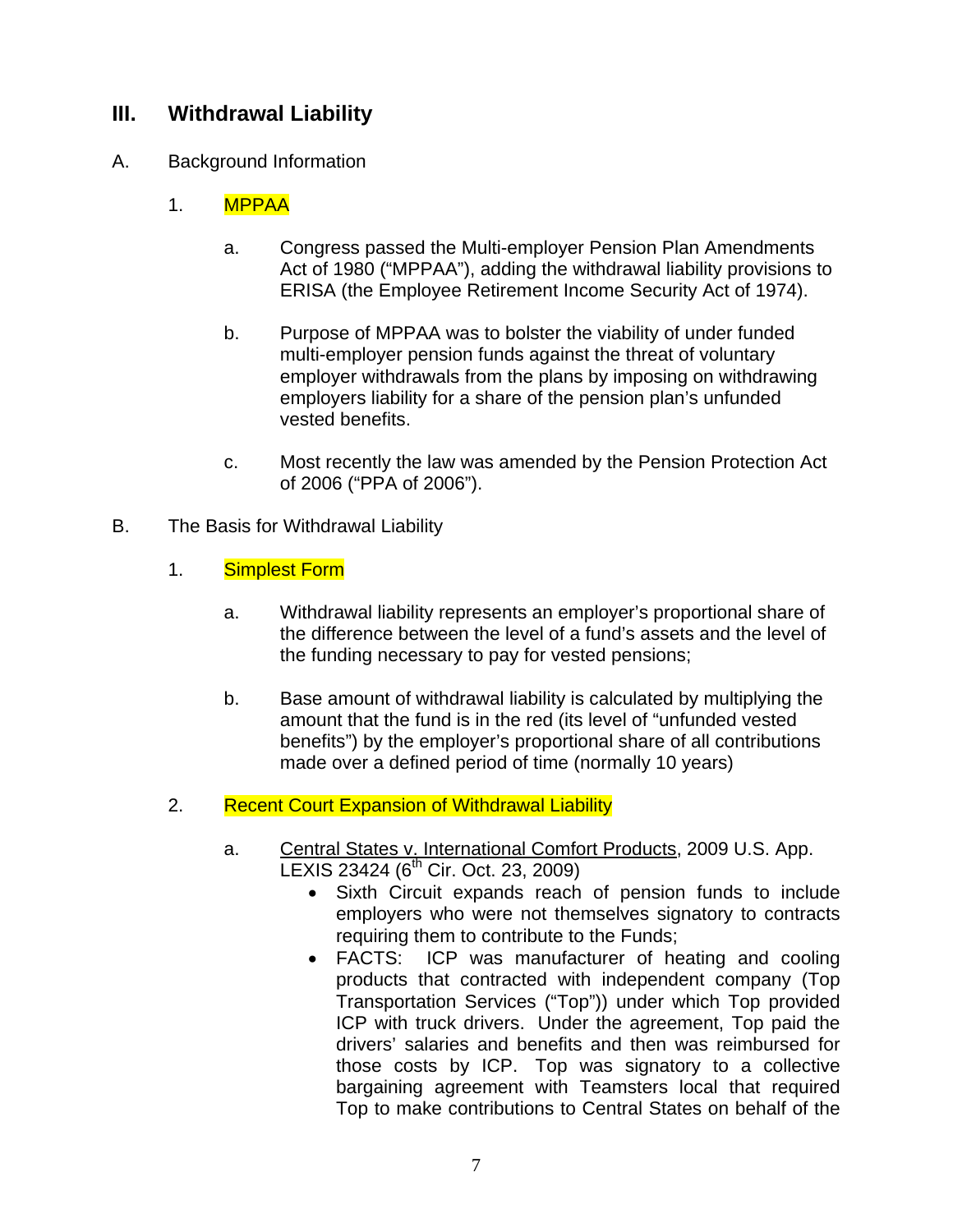## III. Withdrawal Liability

A. Background Information

1. MPPAA

   a. Congress passed the Multi-employer Pension Plan Amendments Act of 1980 ("MPPAA"), adding the withdrawal liability provisions to ERISA (the Employee Retirement Income Security Act of 1974).

   b. Purpose of MPPAA was to bolster the viability of under funded multi-employer pension funds against the threat of voluntary employer withdrawals from the plans by imposing on withdrawing employers liability for a share of the pension plan's unfunded vested benefits.

   c. Most recently the law was amended by the Pension Protection Act of 2006 ("PPA of 2006").

B. The Basis for Withdrawal Liability

1. Simplest Form

   a. Withdrawal liability represents an employer's proportional share of the difference between the level of a fund's assets and the level of the funding necessary to pay for vested pensions;

   b. Base amount of withdrawal liability is calculated by multiplying the amount that the fund is in the red (its level of "unfunded vested benefits") by the employer's proportional share of all contributions made over a defined period of time (normally 10 years)

2. Recent Court Expansion of Withdrawal Liability

   a. Central States v. International Comfort Products, 2009 U.S. App. LEXIS 23424 (6th Cir. Oct. 23, 2009)
      - Sixth Circuit expands reach of pension funds to include employers who were not themselves signatory to contracts requiring them to contribute to the Funds;
      - FACTS: ICP was manufacturer of heating and cooling products that contracted with independent company (Top Transportation Services ("Top")) under which Top provided ICP with truck drivers. Under the agreement, Top paid the drivers' salaries and benefits and then was reimbursed for those costs by ICP. Top was signatory to a collective bargaining agreement with Teamsters local that required Top to make contributions to Central States on behalf of the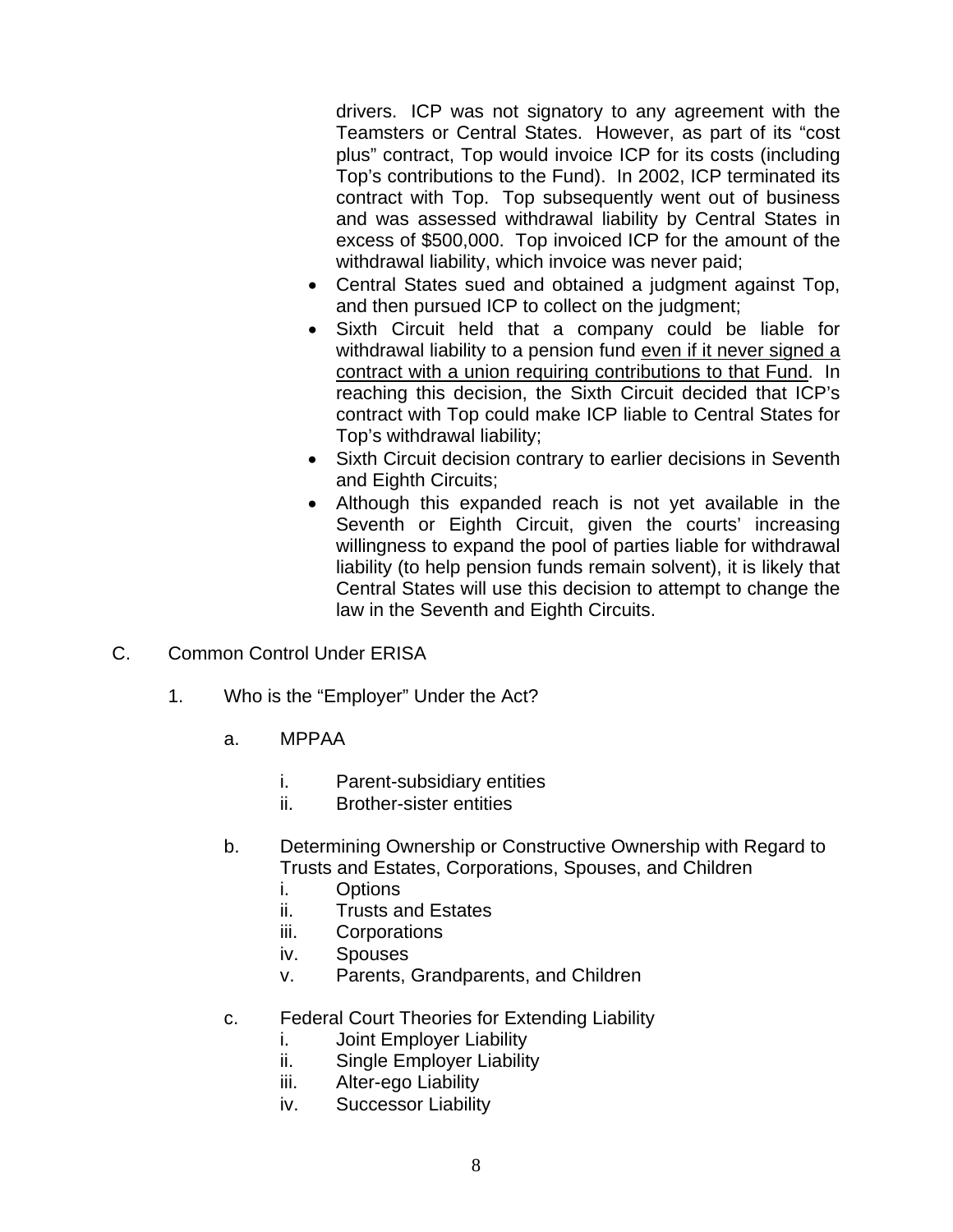drivers. ICP was not signatory to any agreement with the Teamsters or Central States. However, as part of its "cost plus" contract, Top would invoice ICP for its costs (including Top's contributions to the Fund). In 2002, ICP terminated its contract with Top. Top subsequently went out of business and was assessed withdrawal liability by Central States in excess of $500,000. Top invoiced ICP for the amount of the withdrawal liability, which invoice was never paid;

- Central States sued and obtained a judgment against Top, and then pursued ICP to collect on the judgment;
- Sixth Circuit held that a company could be liable for withdrawal liability to a pension fund <u>even if it never signed a contract with a union requiring contributions to that Fund</u>. In reaching this decision, the Sixth Circuit decided that ICP's contract with Top could make ICP liable to Central States for Top's withdrawal liability;
- Sixth Circuit decision contrary to earlier decisions in Seventh and Eighth Circuits;
- Although this expanded reach is not yet available in the Seventh or Eighth Circuit, given the courts' increasing willingness to expand the pool of parties liable for withdrawal liability (to help pension funds remain solvent), it is likely that Central States will use this decision to attempt to change the law in the Seventh and Eighth Circuits.

C. Common Control Under ERISA

1. Who is the "Employer" Under the Act?

a. MPPAA

i. Parent-subsidiary entities

ii. Brother-sister entities

b. Determining Ownership or Constructive Ownership with Regard to Trusts and Estates, Corporations, Spouses, and Children

i. Options

ii. Trusts and Estates

iii. Corporations

iv. Spouses

v. Parents, Grandparents, and Children

c. Federal Court Theories for Extending Liability

i. Joint Employer Liability

ii. Single Employer Liability

iii. Alter-ego Liability

iv. Successor Liability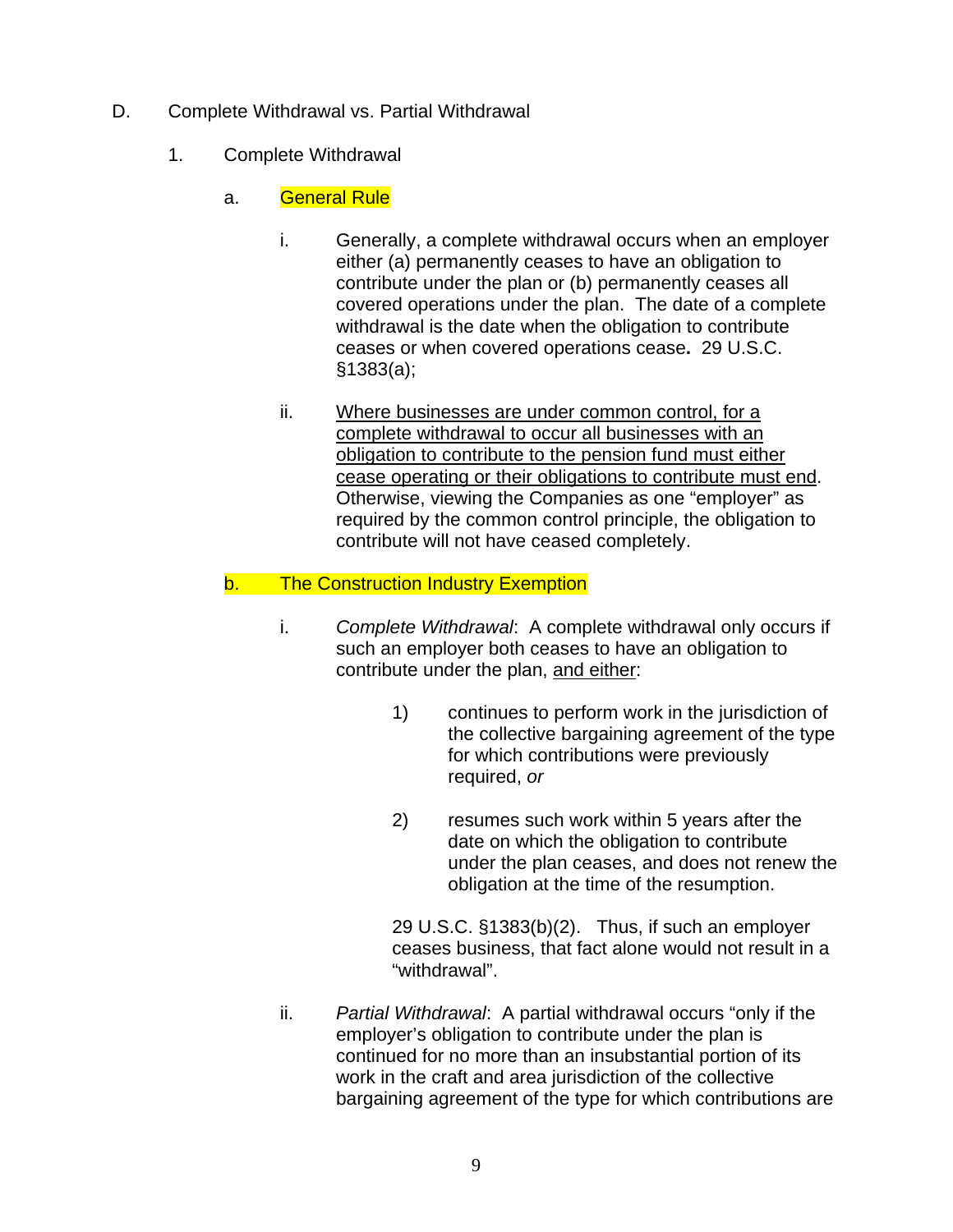D. Complete Withdrawal vs. Partial Withdrawal

1. Complete Withdrawal

a. General Rule

i. Generally, a complete withdrawal occurs when an employer either (a) permanently ceases to have an obligation to contribute under the plan or (b) permanently ceases all covered operations under the plan. The date of a complete withdrawal is the date when the obligation to contribute ceases or when covered operations cease**.** 29 U.S.C. §1383(a);

ii. <u>Where businesses are under common control, for a complete withdrawal to occur all businesses with an obligation to contribute to the pension fund must either cease operating or their obligations to contribute must end</u>. Otherwise, viewing the Companies as one "employer" as required by the common control principle, the obligation to contribute will not have ceased completely.

b. The Construction Industry Exemption

i. *Complete Withdrawal*: A complete withdrawal only occurs if such an employer both ceases to have an obligation to contribute under the plan, <u>and either</u>:

1) continues to perform work in the jurisdiction of the collective bargaining agreement of the type for which contributions were previously required, *or*

2) resumes such work within 5 years after the date on which the obligation to contribute under the plan ceases, and does not renew the obligation at the time of the resumption.

29 U.S.C. §1383(b)(2). Thus, if such an employer ceases business, that fact alone would not result in a "withdrawal".

ii. *Partial Withdrawal*: A partial withdrawal occurs "only if the employer's obligation to contribute under the plan is continued for no more than an insubstantial portion of its work in the craft and area jurisdiction of the collective bargaining agreement of the type for which contributions are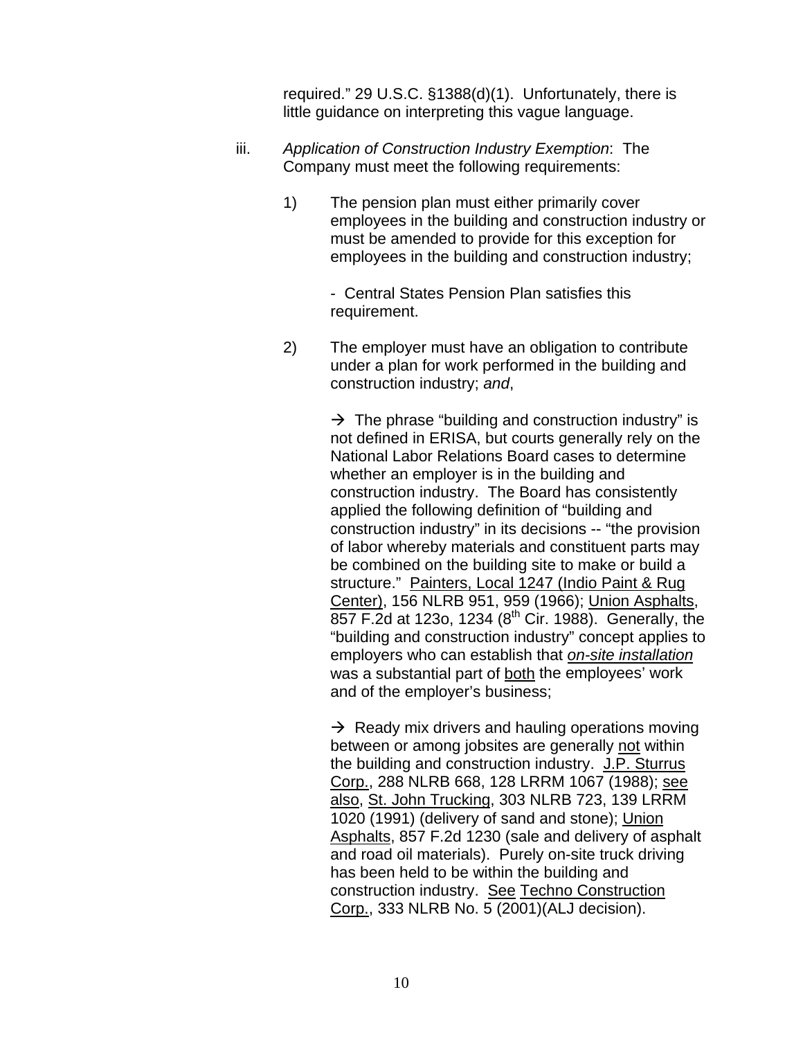required." 29 U.S.C. §1388(d)(1). Unfortunately, there is little guidance on interpreting this vague language.

iii. *Application of Construction Industry Exemption*: The Company must meet the following requirements:

1) The pension plan must either primarily cover employees in the building and construction industry or must be amended to provide for this exception for employees in the building and construction industry;

   - Central States Pension Plan satisfies this requirement.

2) The employer must have an obligation to contribute under a plan for work performed in the building and construction industry; *and*,

   → The phrase "building and construction industry" is not defined in ERISA, but courts generally rely on the National Labor Relations Board cases to determine whether an employer is in the building and construction industry. The Board has consistently applied the following definition of "building and construction industry" in its decisions -- "the provision of labor whereby materials and constituent parts may be combined on the building site to make or build a structure." <u>Painters, Local 1247 (Indio Paint & Rug Center)</u>, 156 NLRB 951, 959 (1966); <u>Union Asphalts</u>, 857 F.2d at 123o, 1234 (8th Cir. 1988). Generally, the "building and construction industry" concept applies to employers who can establish that ***<u>on-site installation</u>*** was a substantial part of <u>both</u> the employees' work and of the employer's business;

   → Ready mix drivers and hauling operations moving between or among jobsites are generally <u>not</u> within the building and construction industry. <u>J.P. Sturrus Corp.</u>, 288 NLRB 668, 128 LRRM 1067 (1988); <u>see also</u>, <u>St. John Trucking</u>, 303 NLRB 723, 139 LRRM 1020 (1991) (delivery of sand and stone); <u>Union Asphalts</u>, 857 F.2d 1230 (sale and delivery of asphalt and road oil materials). Purely on-site truck driving has been held to be within the building and construction industry. <u>See</u> <u>Techno Construction Corp.</u>, 333 NLRB No. 5 (2001)(ALJ decision).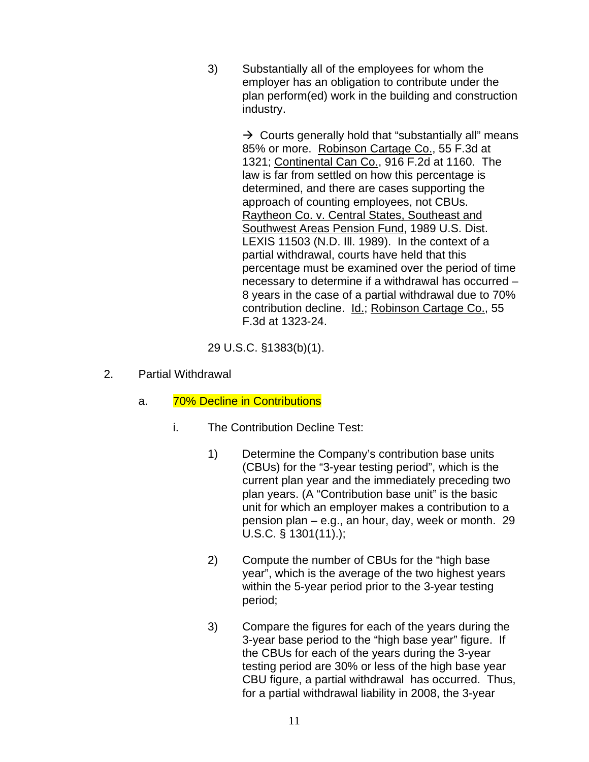3) Substantially all of the employees for whom the employer has an obligation to contribute under the plan perform(ed) work in the building and construction industry.

→ Courts generally hold that "substantially all" means 85% or more. Robinson Cartage Co., 55 F.3d at 1321; Continental Can Co., 916 F.2d at 1160. The law is far from settled on how this percentage is determined, and there are cases supporting the approach of counting employees, not CBUs. Raytheon Co. v. Central States, Southeast and Southwest Areas Pension Fund, 1989 U.S. Dist. LEXIS 11503 (N.D. Ill. 1989). In the context of a partial withdrawal, courts have held that this percentage must be examined over the period of time necessary to determine if a withdrawal has occurred – 8 years in the case of a partial withdrawal due to 70% contribution decline. Id.; Robinson Cartage Co., 55 F.3d at 1323-24.

29 U.S.C. §1383(b)(1).

2. Partial Withdrawal

a. 70% Decline in Contributions

i. The Contribution Decline Test:

1) Determine the Company's contribution base units (CBUs) for the "3-year testing period", which is the current plan year and the immediately preceding two plan years. (A "Contribution base unit" is the basic unit for which an employer makes a contribution to a pension plan – e.g., an hour, day, week or month. 29 U.S.C. § 1301(11).);

2) Compute the number of CBUs for the "high base year", which is the average of the two highest years within the 5-year period prior to the 3-year testing period;

3) Compare the figures for each of the years during the 3-year base period to the "high base year" figure. If the CBUs for each of the years during the 3-year testing period are 30% or less of the high base year CBU figure, a partial withdrawal has occurred. Thus, for a partial withdrawal liability in 2008, the 3-year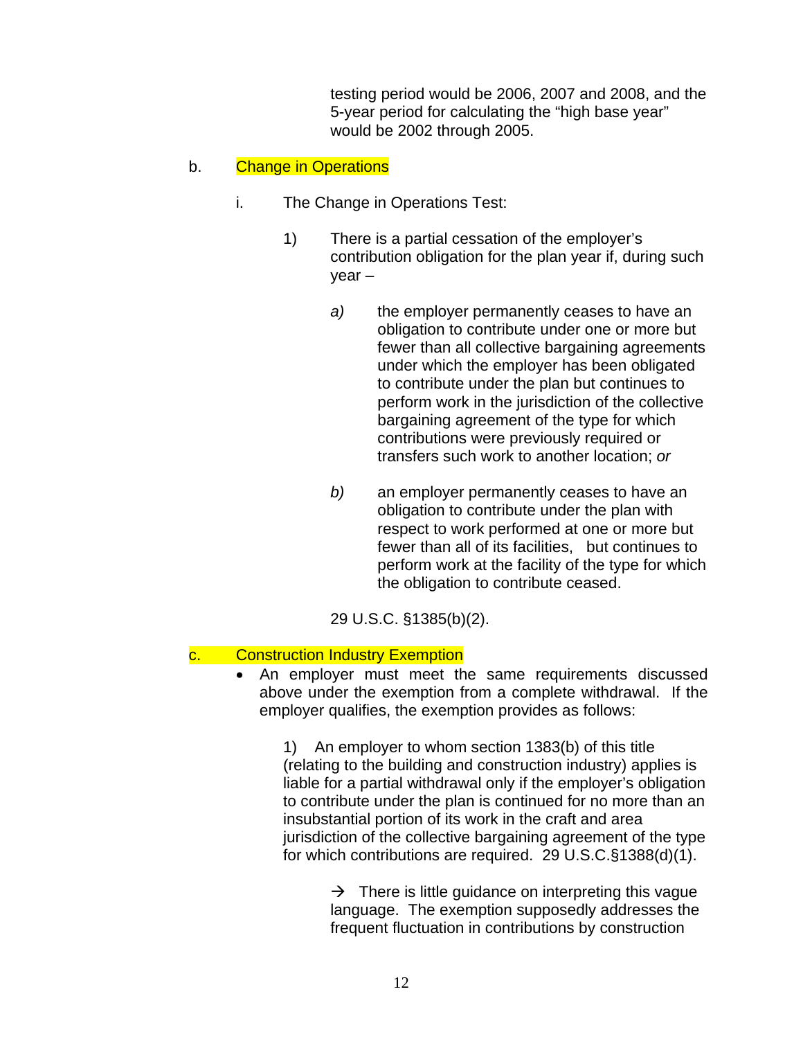testing period would be 2006, 2007 and 2008, and the 5-year period for calculating the "high base year" would be 2002 through 2005.

b. Change in Operations

i. The Change in Operations Test:

1) There is a partial cessation of the employer's contribution obligation for the plan year if, during such year –

*a)* the employer permanently ceases to have an obligation to contribute under one or more but fewer than all collective bargaining agreements under which the employer has been obligated to contribute under the plan but continues to perform work in the jurisdiction of the collective bargaining agreement of the type for which contributions were previously required or transfers such work to another location; *or*

*b)* an employer permanently ceases to have an obligation to contribute under the plan with respect to work performed at one or more but fewer than all of its facilities, but continues to perform work at the facility of the type for which the obligation to contribute ceased.

29 U.S.C. §1385(b)(2).

c. Construction Industry Exemption

- An employer must meet the same requirements discussed above under the exemption from a complete withdrawal. If the employer qualifies, the exemption provides as follows:

1) An employer to whom section 1383(b) of this title (relating to the building and construction industry) applies is liable for a partial withdrawal only if the employer's obligation to contribute under the plan is continued for no more than an insubstantial portion of its work in the craft and area jurisdiction of the collective bargaining agreement of the type for which contributions are required. 29 U.S.C.§1388(d)(1).

→ There is little guidance on interpreting this vague language. The exemption supposedly addresses the frequent fluctuation in contributions by construction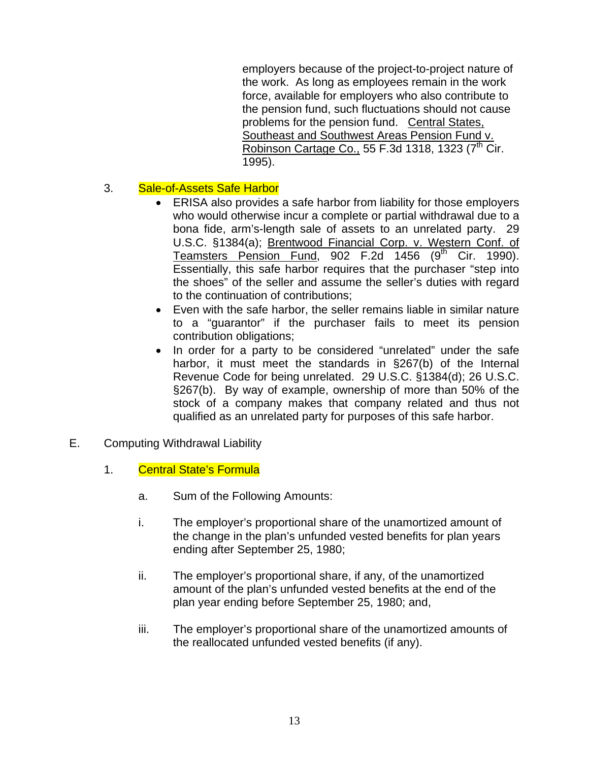employers because of the project-to-project nature of the work. As long as employees remain in the work force, available for employers who also contribute to the pension fund, such fluctuations should not cause problems for the pension fund. Central States, Southeast and Southwest Areas Pension Fund v. Robinson Cartage Co., 55 F.3d 1318, 1323 (7th Cir. 1995).

3. Sale-of-Assets Safe Harbor

- ERISA also provides a safe harbor from liability for those employers who would otherwise incur a complete or partial withdrawal due to a bona fide, arm's-length sale of assets to an unrelated party. 29 U.S.C. §1384(a); Brentwood Financial Corp. v. Western Conf. of Teamsters Pension Fund, 902 F.2d 1456 (9th Cir. 1990). Essentially, this safe harbor requires that the purchaser "step into the shoes" of the seller and assume the seller's duties with regard to the continuation of contributions;
- Even with the safe harbor, the seller remains liable in similar nature to a "guarantor" if the purchaser fails to meet its pension contribution obligations;
- In order for a party to be considered "unrelated" under the safe harbor, it must meet the standards in §267(b) of the Internal Revenue Code for being unrelated. 29 U.S.C. §1384(d); 26 U.S.C. §267(b). By way of example, ownership of more than 50% of the stock of a company makes that company related and thus not qualified as an unrelated party for purposes of this safe harbor.

E. Computing Withdrawal Liability

1. Central State's Formula

a. Sum of the Following Amounts:

i. The employer's proportional share of the unamortized amount of the change in the plan's unfunded vested benefits for plan years ending after September 25, 1980;

ii. The employer's proportional share, if any, of the unamortized amount of the plan's unfunded vested benefits at the end of the plan year ending before September 25, 1980; and,

iii. The employer's proportional share of the unamortized amounts of the reallocated unfunded vested benefits (if any).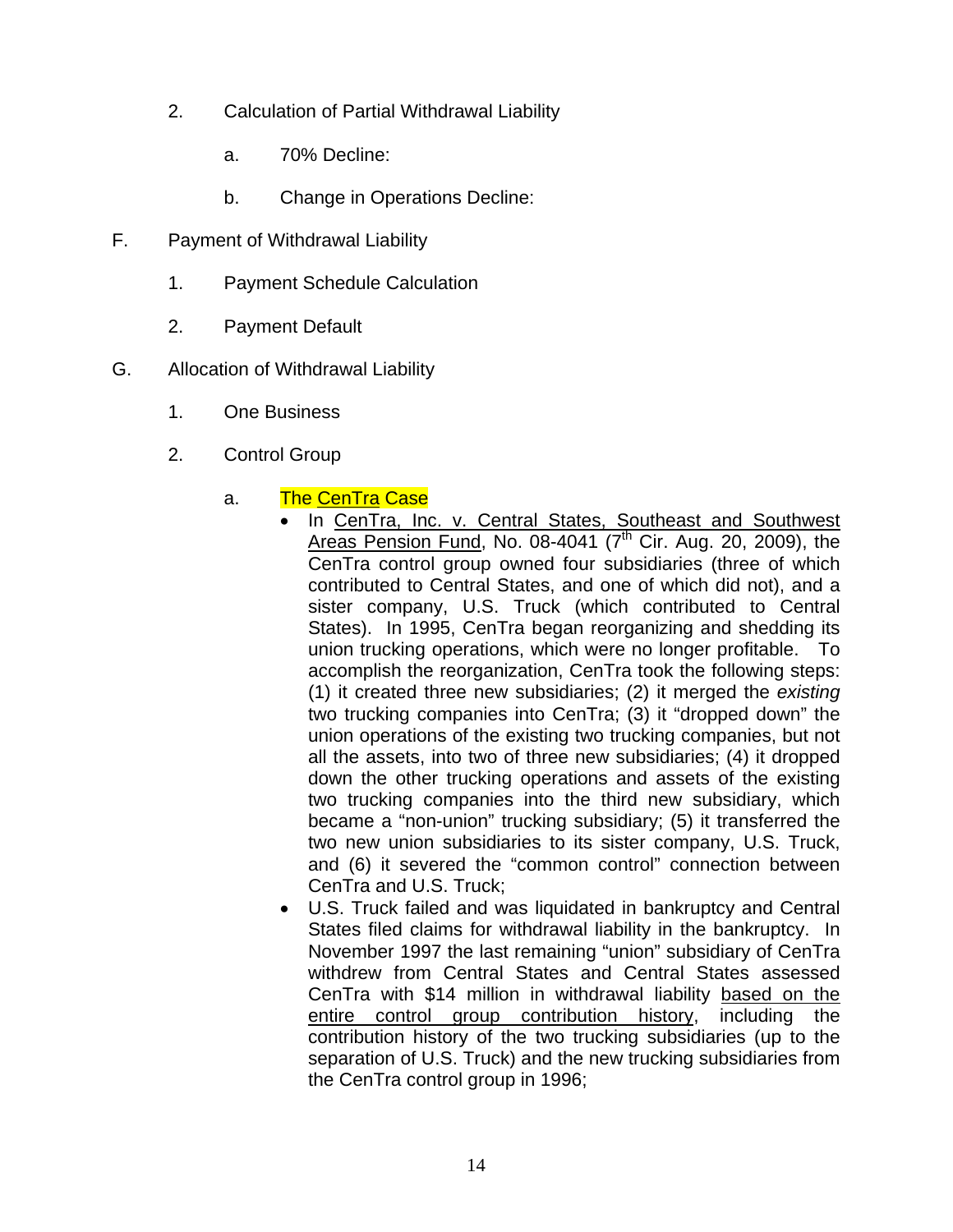2. Calculation of Partial Withdrawal Liability

   a. 70% Decline:

   b. Change in Operations Decline:

F. Payment of Withdrawal Liability

   1. Payment Schedule Calculation

   2. Payment Default

G. Allocation of Withdrawal Liability

   1. One Business

   2. Control Group

      a. The CenTra Case

      - In CenTra, Inc. v. Central States, Southeast and Southwest Areas Pension Fund, No. 08-4041 (7th Cir. Aug. 20, 2009), the CenTra control group owned four subsidiaries (three of which contributed to Central States, and one of which did not), and a sister company, U.S. Truck (which contributed to Central States). In 1995, CenTra began reorganizing and shedding its union trucking operations, which were no longer profitable. To accomplish the reorganization, CenTra took the following steps: (1) it created three new subsidiaries; (2) it merged the *existing* two trucking companies into CenTra; (3) it "dropped down" the union operations of the existing two trucking companies, but not all the assets, into two of three new subsidiaries; (4) it dropped down the other trucking operations and assets of the existing two trucking companies into the third new subsidiary, which became a "non-union" trucking subsidiary; (5) it transferred the two new union subsidiaries to its sister company, U.S. Truck, and (6) it severed the "common control" connection between CenTra and U.S. Truck;
      - U.S. Truck failed and was liquidated in bankruptcy and Central States filed claims for withdrawal liability in the bankruptcy. In November 1997 the last remaining "union" subsidiary of CenTra withdrew from Central States and Central States assessed CenTra with $14 million in withdrawal liability based on the entire control group contribution history, including the contribution history of the two trucking subsidiaries (up to the separation of U.S. Truck) and the new trucking subsidiaries from the CenTra control group in 1996;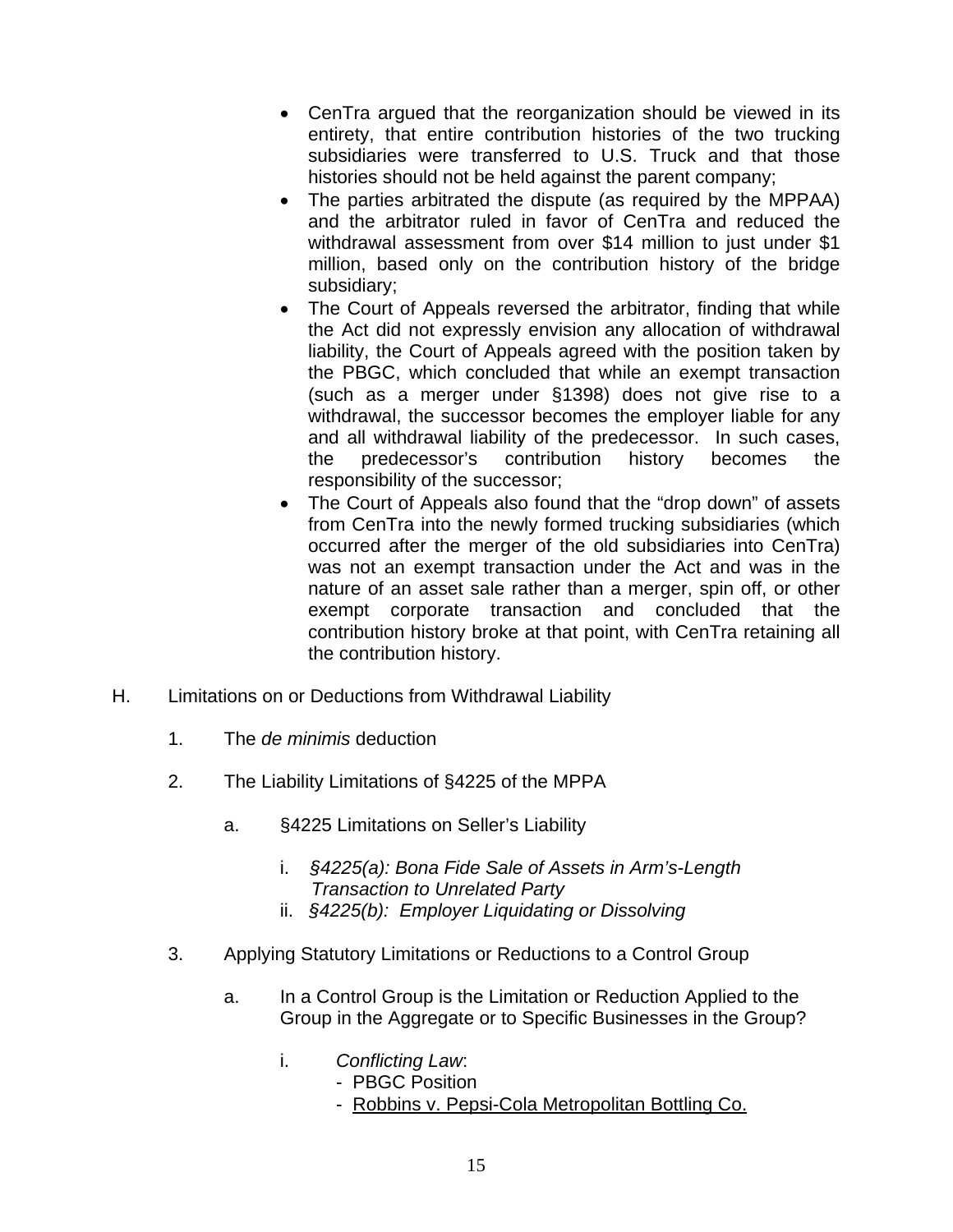- CenTra argued that the reorganization should be viewed in its entirety, that entire contribution histories of the two trucking subsidiaries were transferred to U.S. Truck and that those histories should not be held against the parent company;
- The parties arbitrated the dispute (as required by the MPPAA) and the arbitrator ruled in favor of CenTra and reduced the withdrawal assessment from over $14 million to just under $1 million, based only on the contribution history of the bridge subsidiary;
- The Court of Appeals reversed the arbitrator, finding that while the Act did not expressly envision any allocation of withdrawal liability, the Court of Appeals agreed with the position taken by the PBGC, which concluded that while an exempt transaction (such as a merger under §1398) does not give rise to a withdrawal, the successor becomes the employer liable for any and all withdrawal liability of the predecessor. In such cases, the predecessor's contribution history becomes the responsibility of the successor;
- The Court of Appeals also found that the "drop down" of assets from CenTra into the newly formed trucking subsidiaries (which occurred after the merger of the old subsidiaries into CenTra) was not an exempt transaction under the Act and was in the nature of an asset sale rather than a merger, spin off, or other exempt corporate transaction and concluded that the contribution history broke at that point, with CenTra retaining all the contribution history.

H. Limitations on or Deductions from Withdrawal Liability

1. The *de minimis* deduction

2. The Liability Limitations of §4225 of the MPPA

   a. §4225 Limitations on Seller's Liability

      i. *§4225(a): Bona Fide Sale of Assets in Arm's-Length Transaction to Unrelated Party*

      ii. *§4225(b): Employer Liquidating or Dissolving*

3. Applying Statutory Limitations or Reductions to a Control Group

   a. In a Control Group is the Limitation or Reduction Applied to the Group in the Aggregate or to Specific Businesses in the Group?

      i. *Conflicting Law*:
         - PBGC Position
         - <u>Robbins v. Pepsi-Cola Metropolitan Bottling Co.</u>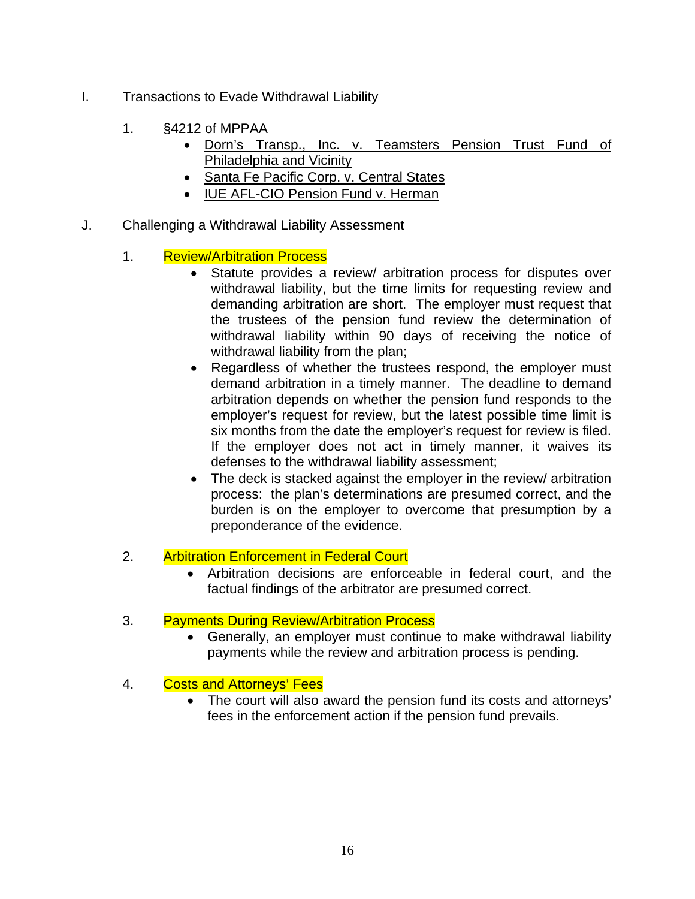I. Transactions to Evade Withdrawal Liability

1. §4212 of MPPAA
   - Dorn's Transp., Inc. v. Teamsters Pension Trust Fund of Philadelphia and Vicinity
   - Santa Fe Pacific Corp. v. Central States
   - IUE AFL-CIO Pension Fund v. Herman

J. Challenging a Withdrawal Liability Assessment

1. Review/Arbitration Process
   - Statute provides a review/ arbitration process for disputes over withdrawal liability, but the time limits for requesting review and demanding arbitration are short. The employer must request that the trustees of the pension fund review the determination of withdrawal liability within 90 days of receiving the notice of withdrawal liability from the plan;
   - Regardless of whether the trustees respond, the employer must demand arbitration in a timely manner. The deadline to demand arbitration depends on whether the pension fund responds to the employer's request for review, but the latest possible time limit is six months from the date the employer's request for review is filed. If the employer does not act in timely manner, it waives its defenses to the withdrawal liability assessment;
   - The deck is stacked against the employer in the review/ arbitration process: the plan's determinations are presumed correct, and the burden is on the employer to overcome that presumption by a preponderance of the evidence.

2. Arbitration Enforcement in Federal Court
   - Arbitration decisions are enforceable in federal court, and the factual findings of the arbitrator are presumed correct.

3. Payments During Review/Arbitration Process
   - Generally, an employer must continue to make withdrawal liability payments while the review and arbitration process is pending.

4. Costs and Attorneys' Fees
   - The court will also award the pension fund its costs and attorneys' fees in the enforcement action if the pension fund prevails.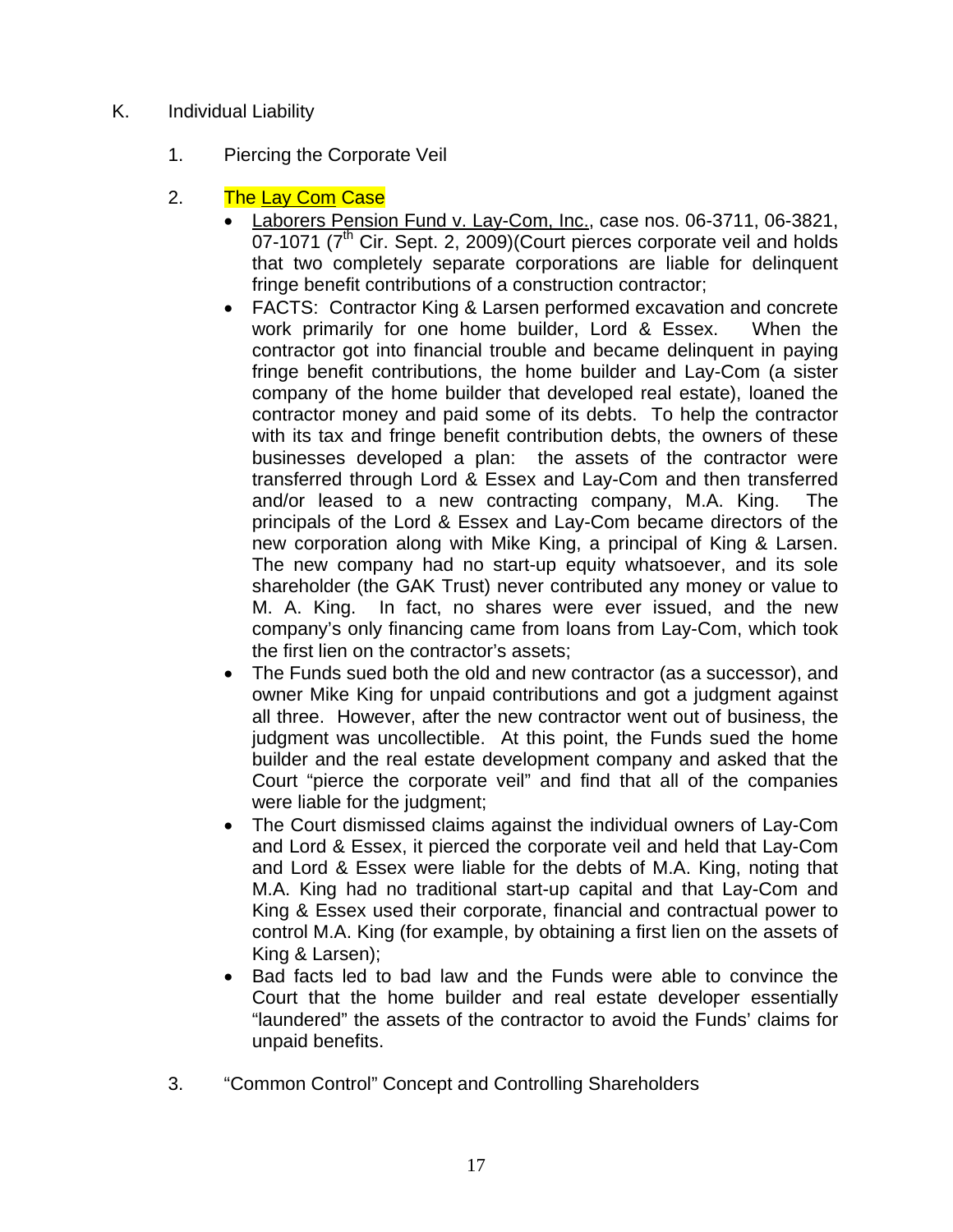K. Individual Liability

1. Piercing the Corporate Veil

2. The Lay Com Case

   - Laborers Pension Fund v. Lay-Com, Inc., case nos. 06-3711, 06-3821, 07-1071 (7th Cir. Sept. 2, 2009)(Court pierces corporate veil and holds that two completely separate corporations are liable for delinquent fringe benefit contributions of a construction contractor;
   - FACTS: Contractor King & Larsen performed excavation and concrete work primarily for one home builder, Lord & Essex. When the contractor got into financial trouble and became delinquent in paying fringe benefit contributions, the home builder and Lay-Com (a sister company of the home builder that developed real estate), loaned the contractor money and paid some of its debts. To help the contractor with its tax and fringe benefit contribution debts, the owners of these businesses developed a plan: the assets of the contractor were transferred through Lord & Essex and Lay-Com and then transferred and/or leased to a new contracting company, M.A. King. The principals of the Lord & Essex and Lay-Com became directors of the new corporation along with Mike King, a principal of King & Larsen. The new company had no start-up equity whatsoever, and its sole shareholder (the GAK Trust) never contributed any money or value to M. A. King. In fact, no shares were ever issued, and the new company's only financing came from loans from Lay-Com, which took the first lien on the contractor's assets;
   - The Funds sued both the old and new contractor (as a successor), and owner Mike King for unpaid contributions and got a judgment against all three. However, after the new contractor went out of business, the judgment was uncollectible. At this point, the Funds sued the home builder and the real estate development company and asked that the Court "pierce the corporate veil" and find that all of the companies were liable for the judgment;
   - The Court dismissed claims against the individual owners of Lay-Com and Lord & Essex, it pierced the corporate veil and held that Lay-Com and Lord & Essex were liable for the debts of M.A. King, noting that M.A. King had no traditional start-up capital and that Lay-Com and King & Essex used their corporate, financial and contractual power to control M.A. King (for example, by obtaining a first lien on the assets of King & Larsen);
   - Bad facts led to bad law and the Funds were able to convince the Court that the home builder and real estate developer essentially "laundered" the assets of the contractor to avoid the Funds' claims for unpaid benefits.

3. "Common Control" Concept and Controlling Shareholders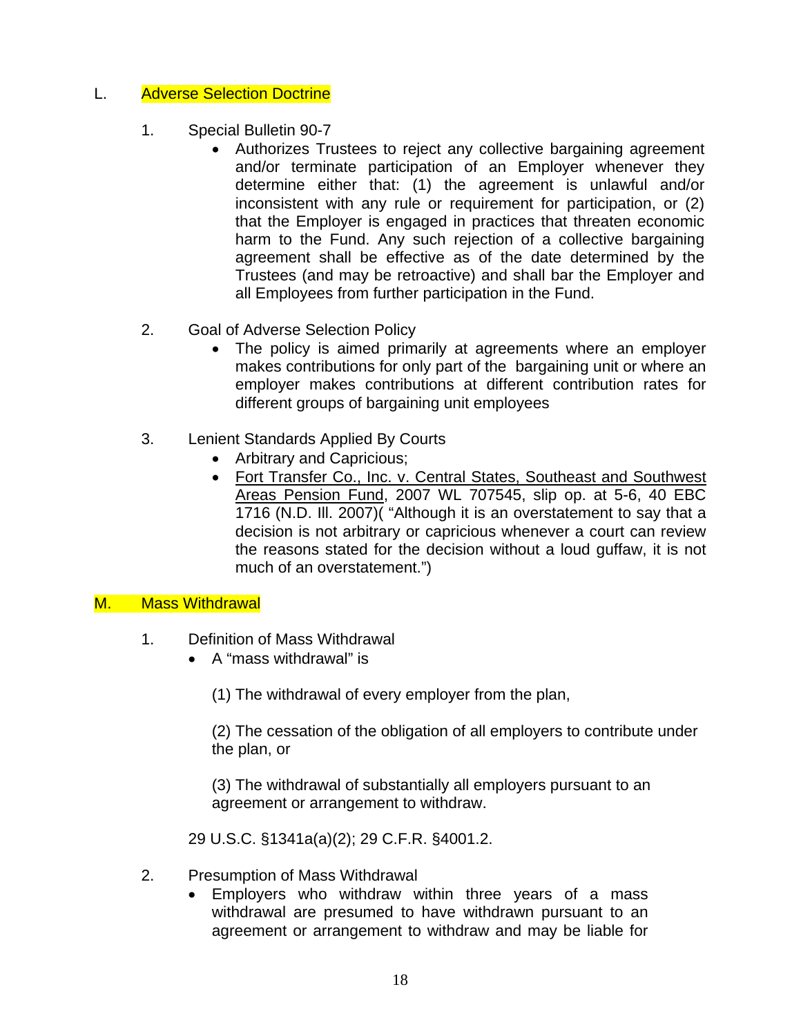## L. Adverse Selection Doctrine

1. Special Bulletin 90-7
   - Authorizes Trustees to reject any collective bargaining agreement and/or terminate participation of an Employer whenever they determine either that: (1) the agreement is unlawful and/or inconsistent with any rule or requirement for participation, or (2) that the Employer is engaged in practices that threaten economic harm to the Fund. Any such rejection of a collective bargaining agreement shall be effective as of the date determined by the Trustees (and may be retroactive) and shall bar the Employer and all Employees from further participation in the Fund.

2. Goal of Adverse Selection Policy
   - The policy is aimed primarily at agreements where an employer makes contributions for only part of the bargaining unit or where an employer makes contributions at different contribution rates for different groups of bargaining unit employees

3. Lenient Standards Applied By Courts
   - Arbitrary and Capricious;
   - Fort Transfer Co., Inc. v. Central States, Southeast and Southwest Areas Pension Fund, 2007 WL 707545, slip op. at 5-6, 40 EBC 1716 (N.D. Ill. 2007)( "Although it is an overstatement to say that a decision is not arbitrary or capricious whenever a court can review the reasons stated for the decision without a loud guffaw, it is not much of an overstatement.")

## M. Mass Withdrawal

1. Definition of Mass Withdrawal
   - A "mass withdrawal" is

     (1) The withdrawal of every employer from the plan,

     (2) The cessation of the obligation of all employers to contribute under the plan, or

     (3) The withdrawal of substantially all employers pursuant to an agreement or arrangement to withdraw.

   29 U.S.C. §1341a(a)(2); 29 C.F.R. §4001.2.

2. Presumption of Mass Withdrawal
   - Employers who withdraw within three years of a mass withdrawal are presumed to have withdrawn pursuant to an agreement or arrangement to withdraw and may be liable for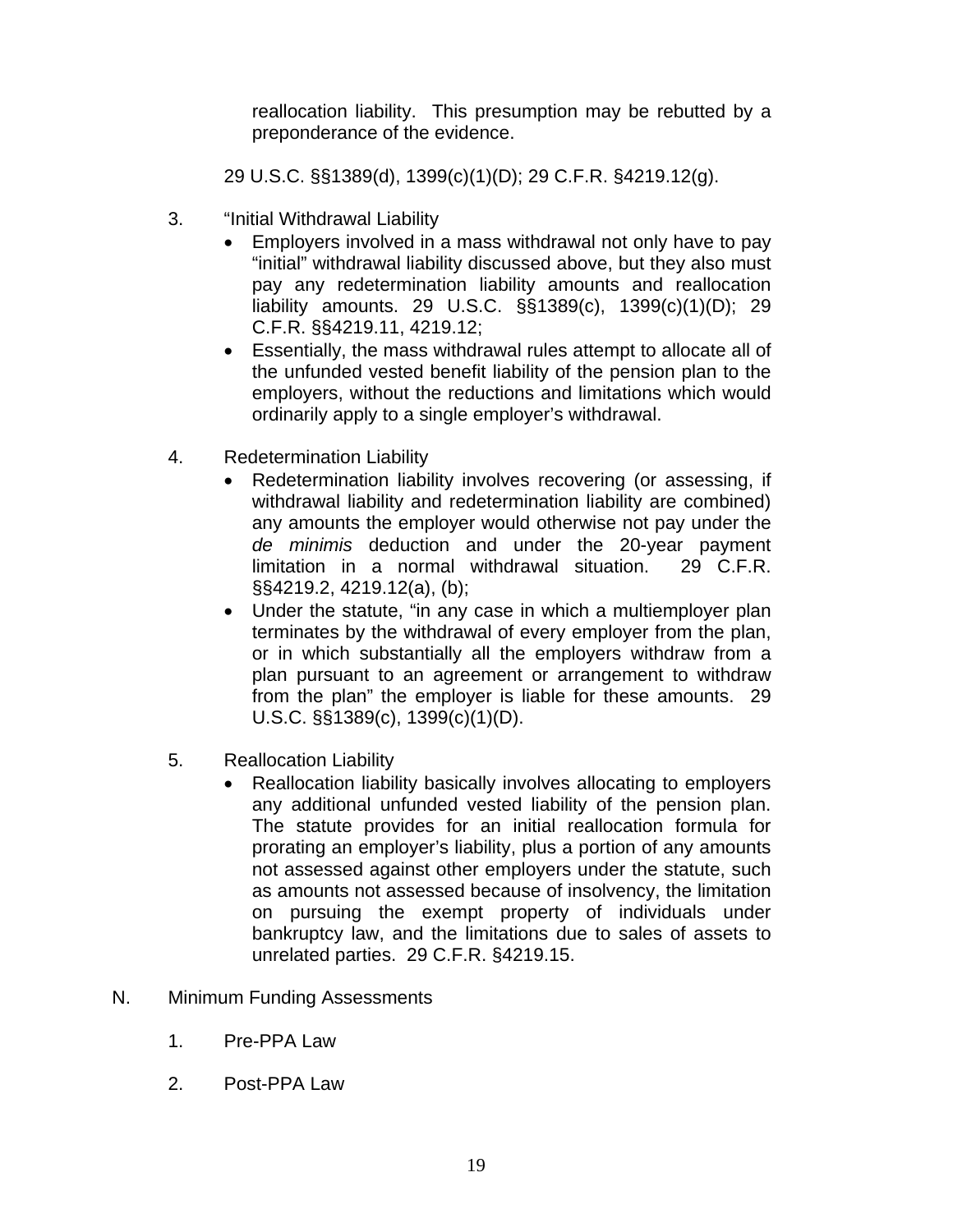reallocation liability. This presumption may be rebutted by a preponderance of the evidence.

29 U.S.C. §§1389(d), 1399(c)(1)(D); 29 C.F.R. §4219.12(g).

3. "Initial Withdrawal Liability
   - Employers involved in a mass withdrawal not only have to pay "initial" withdrawal liability discussed above, but they also must pay any redetermination liability amounts and reallocation liability amounts. 29 U.S.C. §§1389(c), 1399(c)(1)(D); 29 C.F.R. §§4219.11, 4219.12;
   - Essentially, the mass withdrawal rules attempt to allocate all of the unfunded vested benefit liability of the pension plan to the employers, without the reductions and limitations which would ordinarily apply to a single employer's withdrawal.

4. Redetermination Liability
   - Redetermination liability involves recovering (or assessing, if withdrawal liability and redetermination liability are combined) any amounts the employer would otherwise not pay under the *de minimis* deduction and under the 20-year payment limitation in a normal withdrawal situation. 29 C.F.R. §§4219.2, 4219.12(a), (b);
   - Under the statute, "in any case in which a multiemployer plan terminates by the withdrawal of every employer from the plan, or in which substantially all the employers withdraw from a plan pursuant to an agreement or arrangement to withdraw from the plan" the employer is liable for these amounts. 29 U.S.C. §§1389(c), 1399(c)(1)(D).

5. Reallocation Liability
   - Reallocation liability basically involves allocating to employers any additional unfunded vested liability of the pension plan. The statute provides for an initial reallocation formula for prorating an employer's liability, plus a portion of any amounts not assessed against other employers under the statute, such as amounts not assessed because of insolvency, the limitation on pursuing the exempt property of individuals under bankruptcy law, and the limitations due to sales of assets to unrelated parties. 29 C.F.R. §4219.15.

N. Minimum Funding Assessments

1. Pre-PPA Law

2. Post-PPA Law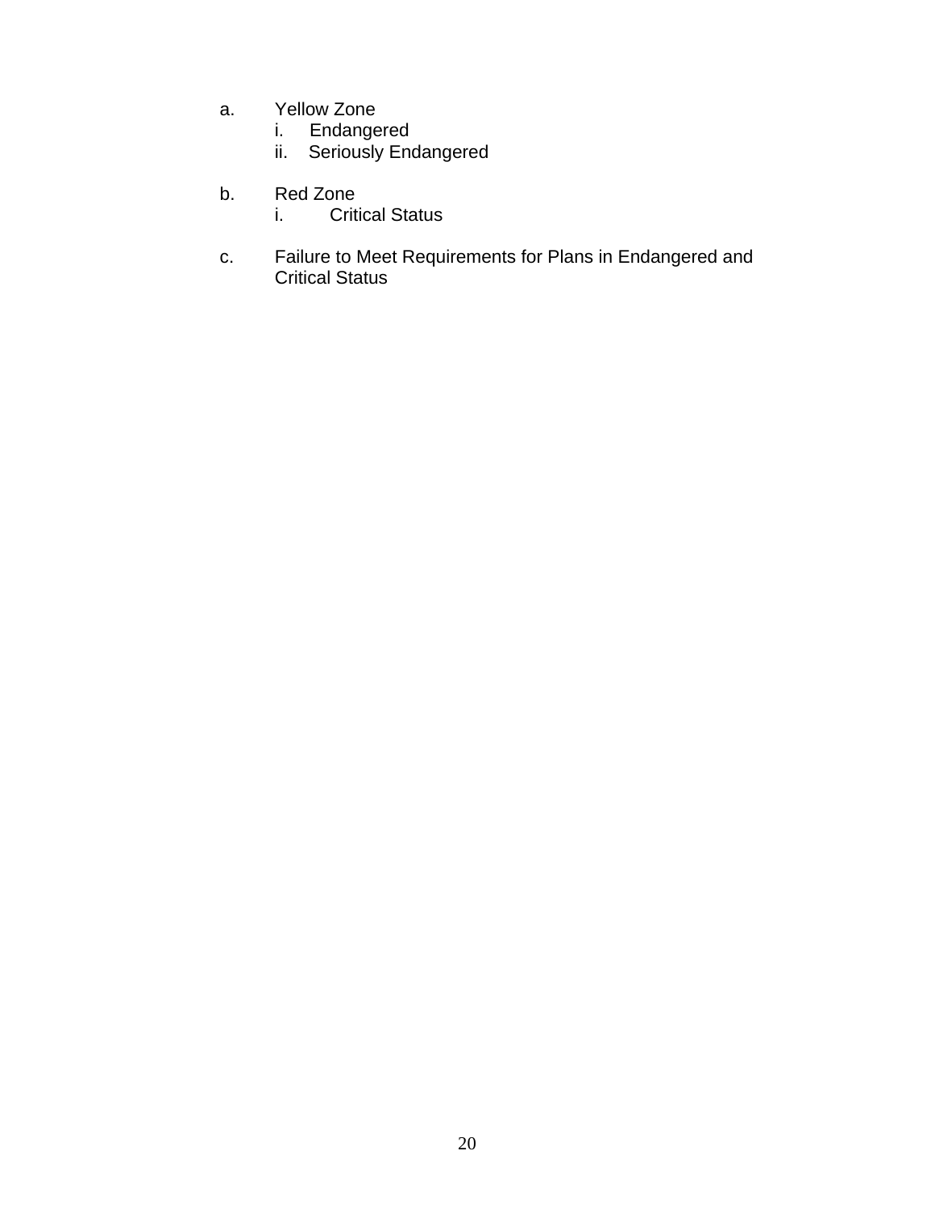a. Yellow Zone
   i. Endangered
   ii. Seriously Endangered

b. Red Zone
   i. Critical Status

c. Failure to Meet Requirements for Plans in Endangered and Critical Status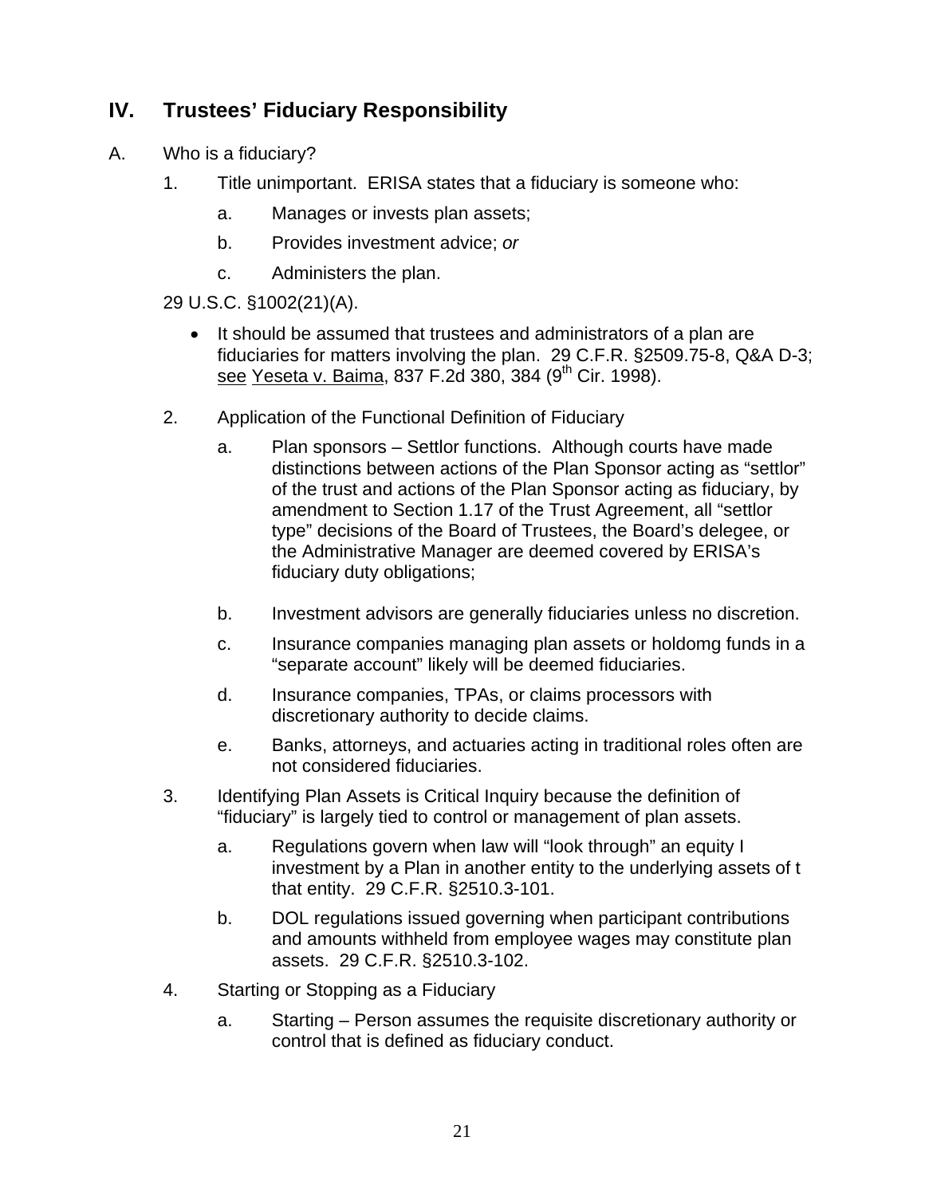## IV. Trustees' Fiduciary Responsibility

A. Who is a fiduciary?

1. Title unimportant. ERISA states that a fiduciary is someone who:

   a. Manages or invests plan assets;

   b. Provides investment advice; *or*

   c. Administers the plan.

29 U.S.C. §1002(21)(A).

- It should be assumed that trustees and administrators of a plan are fiduciaries for matters involving the plan. 29 C.F.R. §2509.75-8, Q&A D-3; see Yeseta v. Baima, 837 F.2d 380, 384 (9th Cir. 1998).

2. Application of the Functional Definition of Fiduciary

   a. Plan sponsors – Settlor functions. Although courts have made distinctions between actions of the Plan Sponsor acting as "settlor" of the trust and actions of the Plan Sponsor acting as fiduciary, by amendment to Section 1.17 of the Trust Agreement, all "settlor type" decisions of the Board of Trustees, the Board's delegee, or the Administrative Manager are deemed covered by ERISA's fiduciary duty obligations;

   b. Investment advisors are generally fiduciaries unless no discretion.

   c. Insurance companies managing plan assets or holdomg funds in a "separate account" likely will be deemed fiduciaries.

   d. Insurance companies, TPAs, or claims processors with discretionary authority to decide claims.

   e. Banks, attorneys, and actuaries acting in traditional roles often are not considered fiduciaries.

3. Identifying Plan Assets is Critical Inquiry because the definition of "fiduciary" is largely tied to control or management of plan assets.

   a. Regulations govern when law will "look through" an equity I investment by a Plan in another entity to the underlying assets of t that entity. 29 C.F.R. §2510.3-101.

   b. DOL regulations issued governing when participant contributions and amounts withheld from employee wages may constitute plan assets. 29 C.F.R. §2510.3-102.

4. Starting or Stopping as a Fiduciary

   a. Starting – Person assumes the requisite discretionary authority or control that is defined as fiduciary conduct.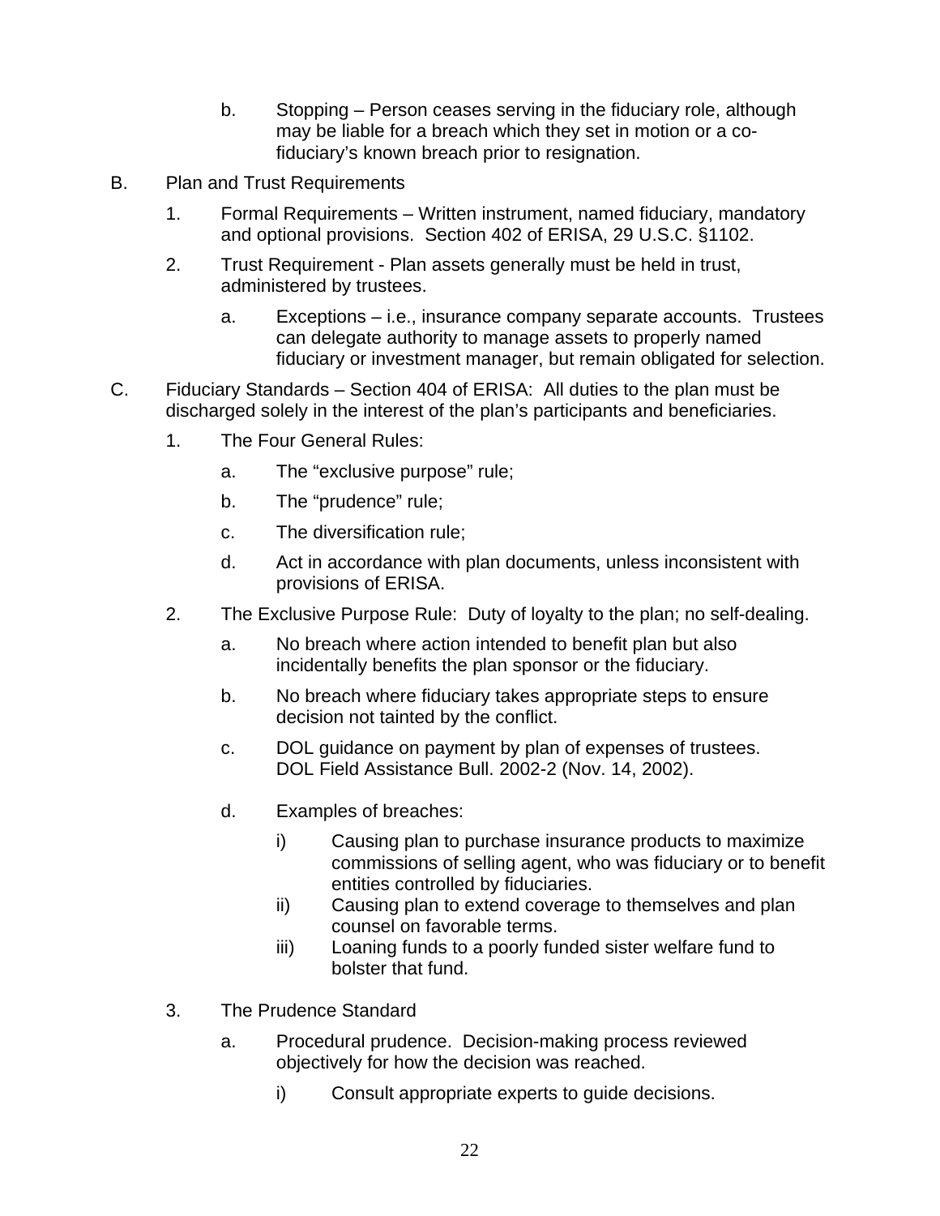b. Stopping – Person ceases serving in the fiduciary role, although may be liable for a breach which they set in motion or a co-fiduciary's known breach prior to resignation.

B. Plan and Trust Requirements

1. Formal Requirements – Written instrument, named fiduciary, mandatory and optional provisions. Section 402 of ERISA, 29 U.S.C. §1102.

2. Trust Requirement - Plan assets generally must be held in trust, administered by trustees.

   a. Exceptions – i.e., insurance company separate accounts. Trustees can delegate authority to manage assets to properly named fiduciary or investment manager, but remain obligated for selection.

C. Fiduciary Standards – Section 404 of ERISA: All duties to the plan must be discharged solely in the interest of the plan's participants and beneficiaries.

1. The Four General Rules:

   a. The "exclusive purpose" rule;

   b. The "prudence" rule;

   c. The diversification rule;

   d. Act in accordance with plan documents, unless inconsistent with provisions of ERISA.

2. The Exclusive Purpose Rule: Duty of loyalty to the plan; no self-dealing.

   a. No breach where action intended to benefit plan but also incidentally benefits the plan sponsor or the fiduciary.

   b. No breach where fiduciary takes appropriate steps to ensure decision not tainted by the conflict.

   c. DOL guidance on payment by plan of expenses of trustees. DOL Field Assistance Bull. 2002-2 (Nov. 14, 2002).

   d. Examples of breaches:

      i) Causing plan to purchase insurance products to maximize commissions of selling agent, who was fiduciary or to benefit entities controlled by fiduciaries.

      ii) Causing plan to extend coverage to themselves and plan counsel on favorable terms.

      iii) Loaning funds to a poorly funded sister welfare fund to bolster that fund.

3. The Prudence Standard

   a. Procedural prudence. Decision-making process reviewed objectively for how the decision was reached.

      i) Consult appropriate experts to guide decisions.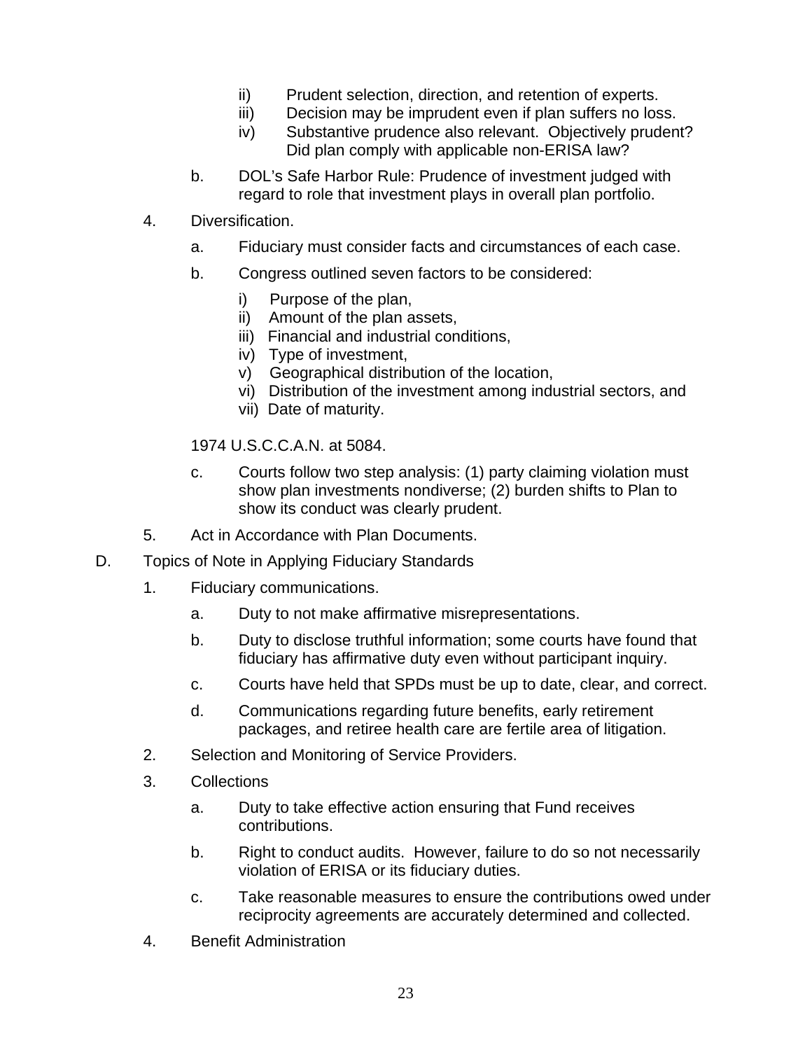ii) Prudent selection, direction, and retention of experts.

iii) Decision may be imprudent even if plan suffers no loss.

iv) Substantive prudence also relevant. Objectively prudent? Did plan comply with applicable non-ERISA law?

b. DOL's Safe Harbor Rule: Prudence of investment judged with regard to role that investment plays in overall plan portfolio.

4. Diversification.

a. Fiduciary must consider facts and circumstances of each case.

b. Congress outlined seven factors to be considered:

i) Purpose of the plan,
ii) Amount of the plan assets,
iii) Financial and industrial conditions,
iv) Type of investment,
v) Geographical distribution of the location,
vi) Distribution of the investment among industrial sectors, and
vii) Date of maturity.

1974 U.S.C.C.A.N. at 5084.

c. Courts follow two step analysis: (1) party claiming violation must show plan investments nondiverse; (2) burden shifts to Plan to show its conduct was clearly prudent.

5. Act in Accordance with Plan Documents.

D. Topics of Note in Applying Fiduciary Standards

1. Fiduciary communications.

a. Duty to not make affirmative misrepresentations.

b. Duty to disclose truthful information; some courts have found that fiduciary has affirmative duty even without participant inquiry.

c. Courts have held that SPDs must be up to date, clear, and correct.

d. Communications regarding future benefits, early retirement packages, and retiree health care are fertile area of litigation.

2. Selection and Monitoring of Service Providers.

3. Collections

a. Duty to take effective action ensuring that Fund receives contributions.

b. Right to conduct audits. However, failure to do so not necessarily violation of ERISA or its fiduciary duties.

c. Take reasonable measures to ensure the contributions owed under reciprocity agreements are accurately determined and collected.

4. Benefit Administration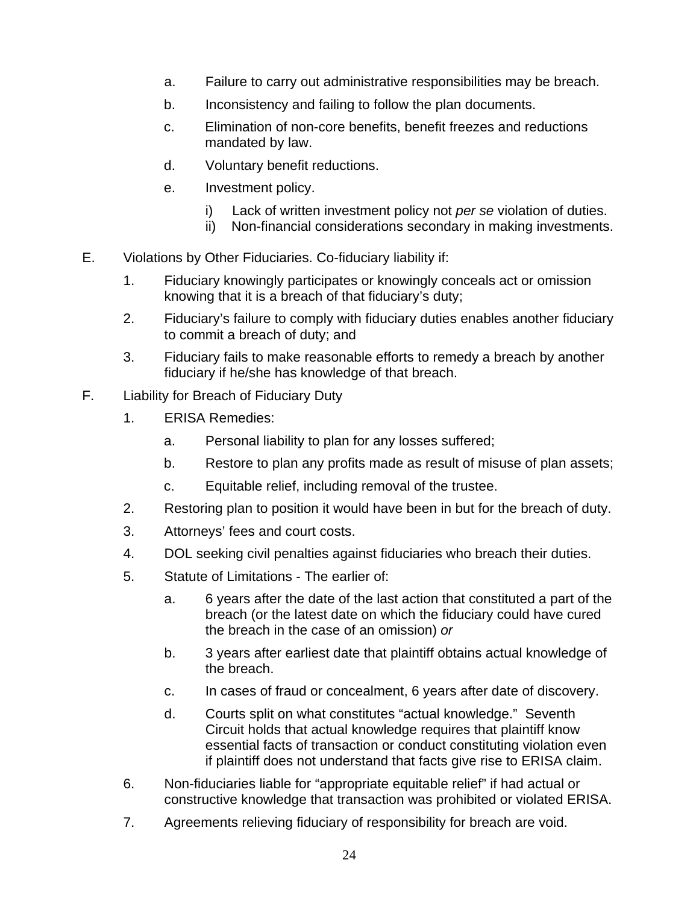a. Failure to carry out administrative responsibilities may be breach.

b. Inconsistency and failing to follow the plan documents.

c. Elimination of non-core benefits, benefit freezes and reductions mandated by law.

d. Voluntary benefit reductions.

e. Investment policy.

   i) Lack of written investment policy not *per se* violation of duties.
   ii) Non-financial considerations secondary in making investments.

E. Violations by Other Fiduciaries. Co-fiduciary liability if:

   1. Fiduciary knowingly participates or knowingly conceals act or omission knowing that it is a breach of that fiduciary's duty;

   2. Fiduciary's failure to comply with fiduciary duties enables another fiduciary to commit a breach of duty; and

   3. Fiduciary fails to make reasonable efforts to remedy a breach by another fiduciary if he/she has knowledge of that breach.

F. Liability for Breach of Fiduciary Duty

   1. ERISA Remedies:

      a. Personal liability to plan for any losses suffered;

      b. Restore to plan any profits made as result of misuse of plan assets;

      c. Equitable relief, including removal of the trustee.

   2. Restoring plan to position it would have been in but for the breach of duty.

   3. Attorneys' fees and court costs.

   4. DOL seeking civil penalties against fiduciaries who breach their duties.

   5. Statute of Limitations - The earlier of:

      a. 6 years after the date of the last action that constituted a part of the breach (or the latest date on which the fiduciary could have cured the breach in the case of an omission) *or*

      b. 3 years after earliest date that plaintiff obtains actual knowledge of the breach.

      c. In cases of fraud or concealment, 6 years after date of discovery.

      d. Courts split on what constitutes "actual knowledge." Seventh Circuit holds that actual knowledge requires that plaintiff know essential facts of transaction or conduct constituting violation even if plaintiff does not understand that facts give rise to ERISA claim.

   6. Non-fiduciaries liable for "appropriate equitable relief" if had actual or constructive knowledge that transaction was prohibited or violated ERISA.

   7. Agreements relieving fiduciary of responsibility for breach are void.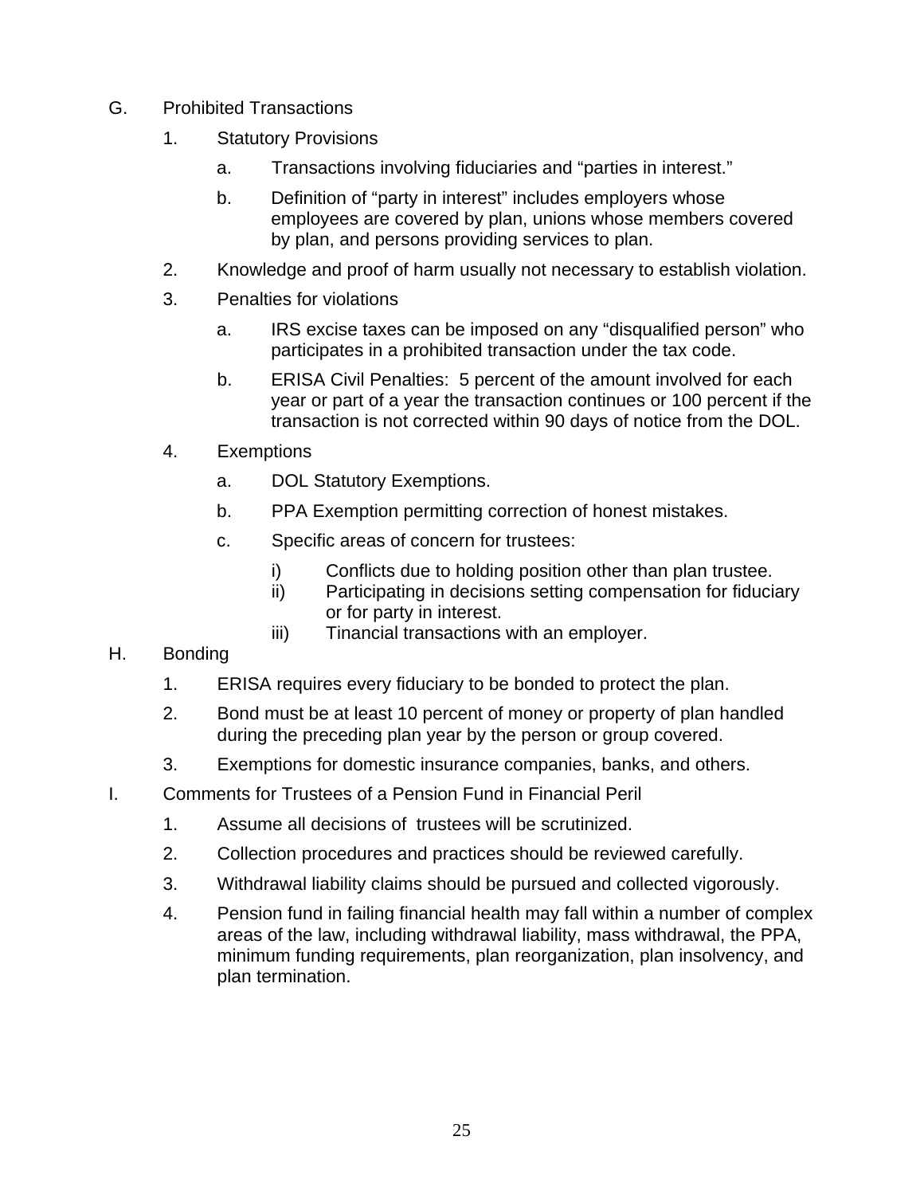G. Prohibited Transactions

1. Statutory Provisions

   a. Transactions involving fiduciaries and "parties in interest."

   b. Definition of "party in interest" includes employers whose employees are covered by plan, unions whose members covered by plan, and persons providing services to plan.

2. Knowledge and proof of harm usually not necessary to establish violation.

3. Penalties for violations

   a. IRS excise taxes can be imposed on any "disqualified person" who participates in a prohibited transaction under the tax code.

   b. ERISA Civil Penalties: 5 percent of the amount involved for each year or part of a year the transaction continues or 100 percent if the transaction is not corrected within 90 days of notice from the DOL.

4. Exemptions

   a. DOL Statutory Exemptions.

   b. PPA Exemption permitting correction of honest mistakes.

   c. Specific areas of concern for trustees:

      i) Conflicts due to holding position other than plan trustee.
      ii) Participating in decisions setting compensation for fiduciary or for party in interest.
      iii) Tinancial transactions with an employer.

H. Bonding

1. ERISA requires every fiduciary to be bonded to protect the plan.

2. Bond must be at least 10 percent of money or property of plan handled during the preceding plan year by the person or group covered.

3. Exemptions for domestic insurance companies, banks, and others.

I. Comments for Trustees of a Pension Fund in Financial Peril

1. Assume all decisions of trustees will be scrutinized.

2. Collection procedures and practices should be reviewed carefully.

3. Withdrawal liability claims should be pursued and collected vigorously.

4. Pension fund in failing financial health may fall within a number of complex areas of the law, including withdrawal liability, mass withdrawal, the PPA, minimum funding requirements, plan reorganization, plan insolvency, and plan termination.